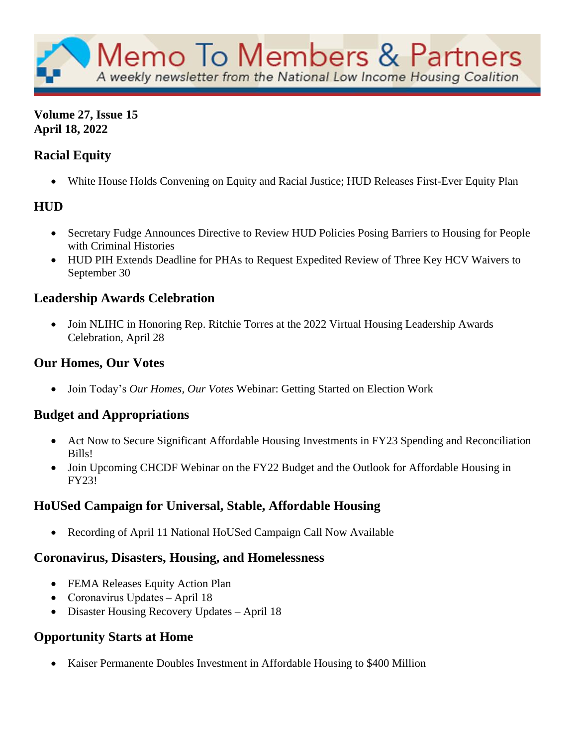# Memo To Members & Partners

*A weekly newsletter from the National Low Income Housing Coalition*

**Volume 27, Issue 15**
**April 18, 2022**

## Racial Equity

- White House Holds Convening on Equity and Racial Justice; HUD Releases First-Ever Equity Plan

## HUD

- Secretary Fudge Announces Directive to Review HUD Policies Posing Barriers to Housing for People with Criminal Histories
- HUD PIH Extends Deadline for PHAs to Request Expedited Review of Three Key HCV Waivers to September 30

## Leadership Awards Celebration

- Join NLIHC in Honoring Rep. Ritchie Torres at the 2022 Virtual Housing Leadership Awards Celebration, April 28

## Our Homes, Our Votes

- Join Today's *Our Homes, Our Votes* Webinar: Getting Started on Election Work

## Budget and Appropriations

- Act Now to Secure Significant Affordable Housing Investments in FY23 Spending and Reconciliation Bills!
- Join Upcoming CHCDF Webinar on the FY22 Budget and the Outlook for Affordable Housing in FY23!

## HoUSed Campaign for Universal, Stable, Affordable Housing

- Recording of April 11 National HoUSed Campaign Call Now Available

## Coronavirus, Disasters, Housing, and Homelessness

- FEMA Releases Equity Action Plan
- Coronavirus Updates – April 18
- Disaster Housing Recovery Updates – April 18

## Opportunity Starts at Home

- Kaiser Permanente Doubles Investment in Affordable Housing to $400 Million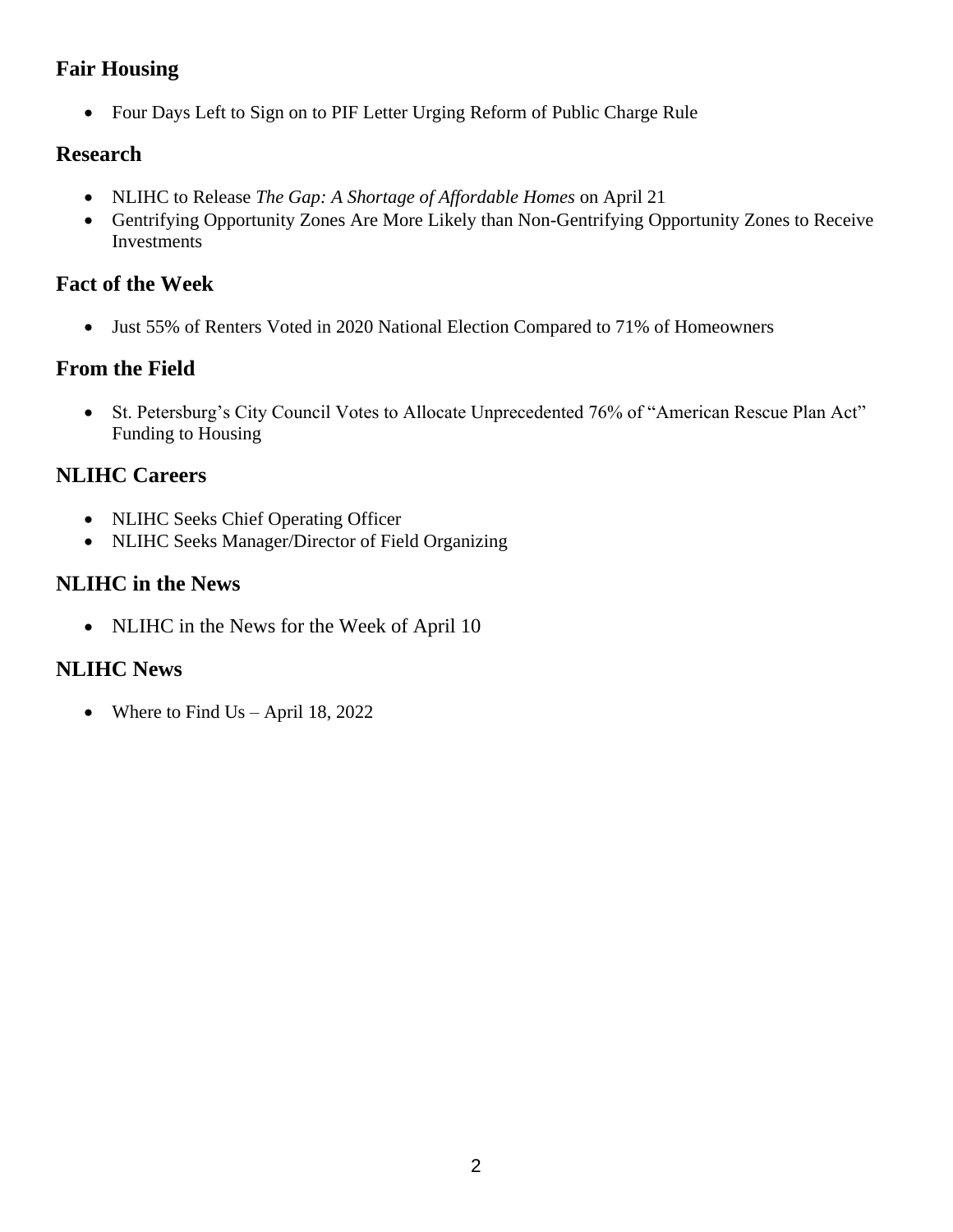## Fair Housing

- Four Days Left to Sign on to PIF Letter Urging Reform of Public Charge Rule

## Research

- NLIHC to Release *The Gap: A Shortage of Affordable Homes* on April 21
- Gentrifying Opportunity Zones Are More Likely than Non-Gentrifying Opportunity Zones to Receive Investments

## Fact of the Week

- Just 55% of Renters Voted in 2020 National Election Compared to 71% of Homeowners

## From the Field

- St. Petersburg's City Council Votes to Allocate Unprecedented 76% of "American Rescue Plan Act" Funding to Housing

## NLIHC Careers

- NLIHC Seeks Chief Operating Officer
- NLIHC Seeks Manager/Director of Field Organizing

## NLIHC in the News

- NLIHC in the News for the Week of April 10

## NLIHC News

- Where to Find Us – April 18, 2022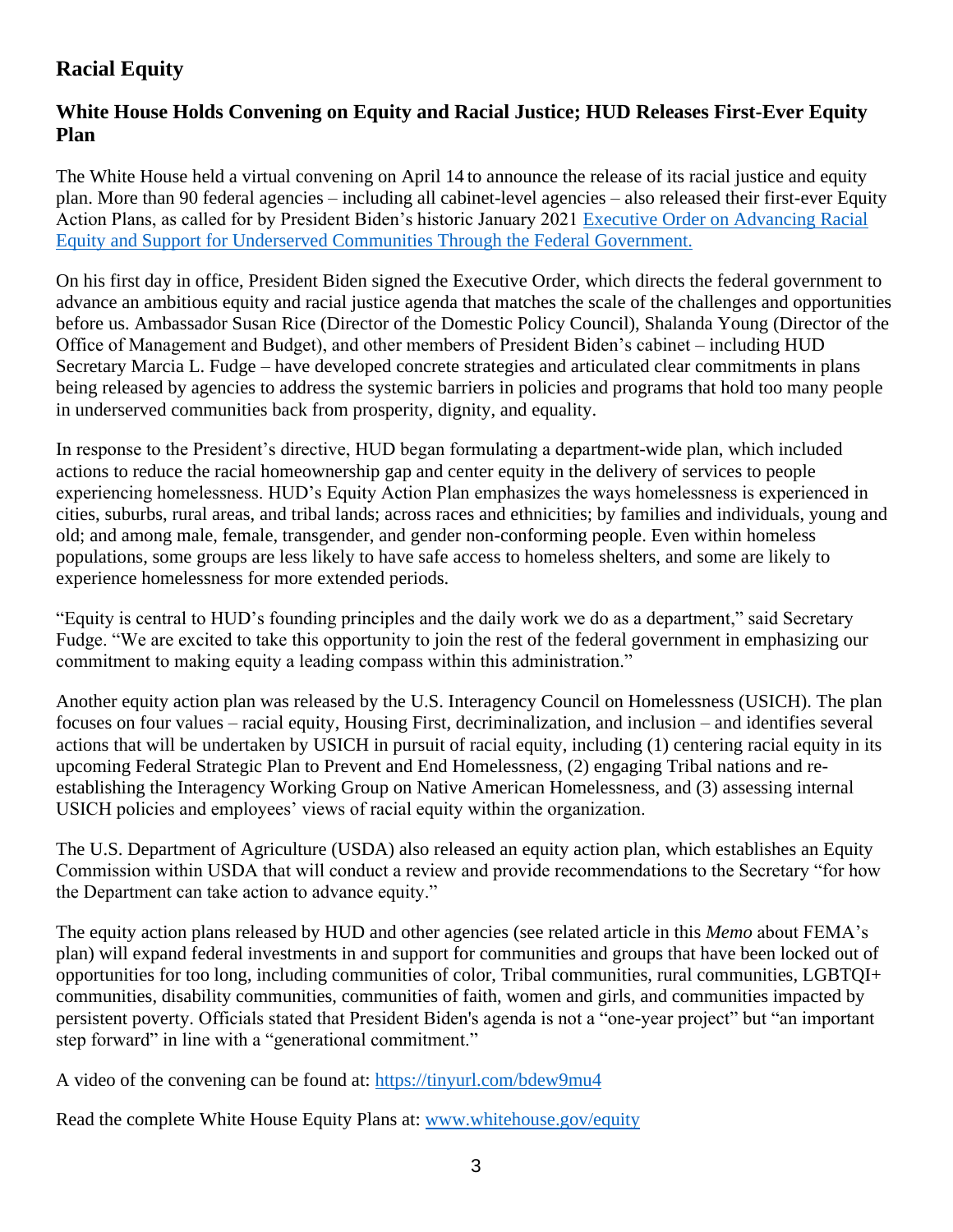## Racial Equity

### White House Holds Convening on Equity and Racial Justice; HUD Releases First-Ever Equity Plan

The White House held a virtual convening on April 14 to announce the release of its racial justice and equity plan. More than 90 federal agencies – including all cabinet-level agencies – also released their first-ever Equity Action Plans, as called for by President Biden's historic January 2021 [Executive Order on Advancing Racial Equity and Support for Underserved Communities Through the Federal Government.]()

On his first day in office, President Biden signed the Executive Order, which directs the federal government to advance an ambitious equity and racial justice agenda that matches the scale of the challenges and opportunities before us. Ambassador Susan Rice (Director of the Domestic Policy Council), Shalanda Young (Director of the Office of Management and Budget), and other members of President Biden's cabinet – including HUD Secretary Marcia L. Fudge – have developed concrete strategies and articulated clear commitments in plans being released by agencies to address the systemic barriers in policies and programs that hold too many people in underserved communities back from prosperity, dignity, and equality.

In response to the President's directive, HUD began formulating a department-wide plan, which included actions to reduce the racial homeownership gap and center equity in the delivery of services to people experiencing homelessness. HUD's Equity Action Plan emphasizes the ways homelessness is experienced in cities, suburbs, rural areas, and tribal lands; across races and ethnicities; by families and individuals, young and old; and among male, female, transgender, and gender non-conforming people. Even within homeless populations, some groups are less likely to have safe access to homeless shelters, and some are likely to experience homelessness for more extended periods.

"Equity is central to HUD's founding principles and the daily work we do as a department," said Secretary Fudge. "We are excited to take this opportunity to join the rest of the federal government in emphasizing our commitment to making equity a leading compass within this administration."

Another equity action plan was released by the U.S. Interagency Council on Homelessness (USICH). The plan focuses on four values – racial equity, Housing First, decriminalization, and inclusion – and identifies several actions that will be undertaken by USICH in pursuit of racial equity, including (1) centering racial equity in its upcoming Federal Strategic Plan to Prevent and End Homelessness, (2) engaging Tribal nations and re-establishing the Interagency Working Group on Native American Homelessness, and (3) assessing internal USICH policies and employees' views of racial equity within the organization.

The U.S. Department of Agriculture (USDA) also released an equity action plan, which establishes an Equity Commission within USDA that will conduct a review and provide recommendations to the Secretary "for how the Department can take action to advance equity."

The equity action plans released by HUD and other agencies (see related article in this *Memo* about FEMA's plan) will expand federal investments in and support for communities and groups that have been locked out of opportunities for too long, including communities of color, Tribal communities, rural communities, LGBTQI+ communities, disability communities, communities of faith, women and girls, and communities impacted by persistent poverty. Officials stated that President Biden's agenda is not a "one-year project" but "an important step forward" in line with a "generational commitment."

A video of the convening can be found at: [https://tinyurl.com/bdew9mu4](https://tinyurl.com/bdew9mu4)

Read the complete White House Equity Plans at: [www.whitehouse.gov/equity](www.whitehouse.gov/equity)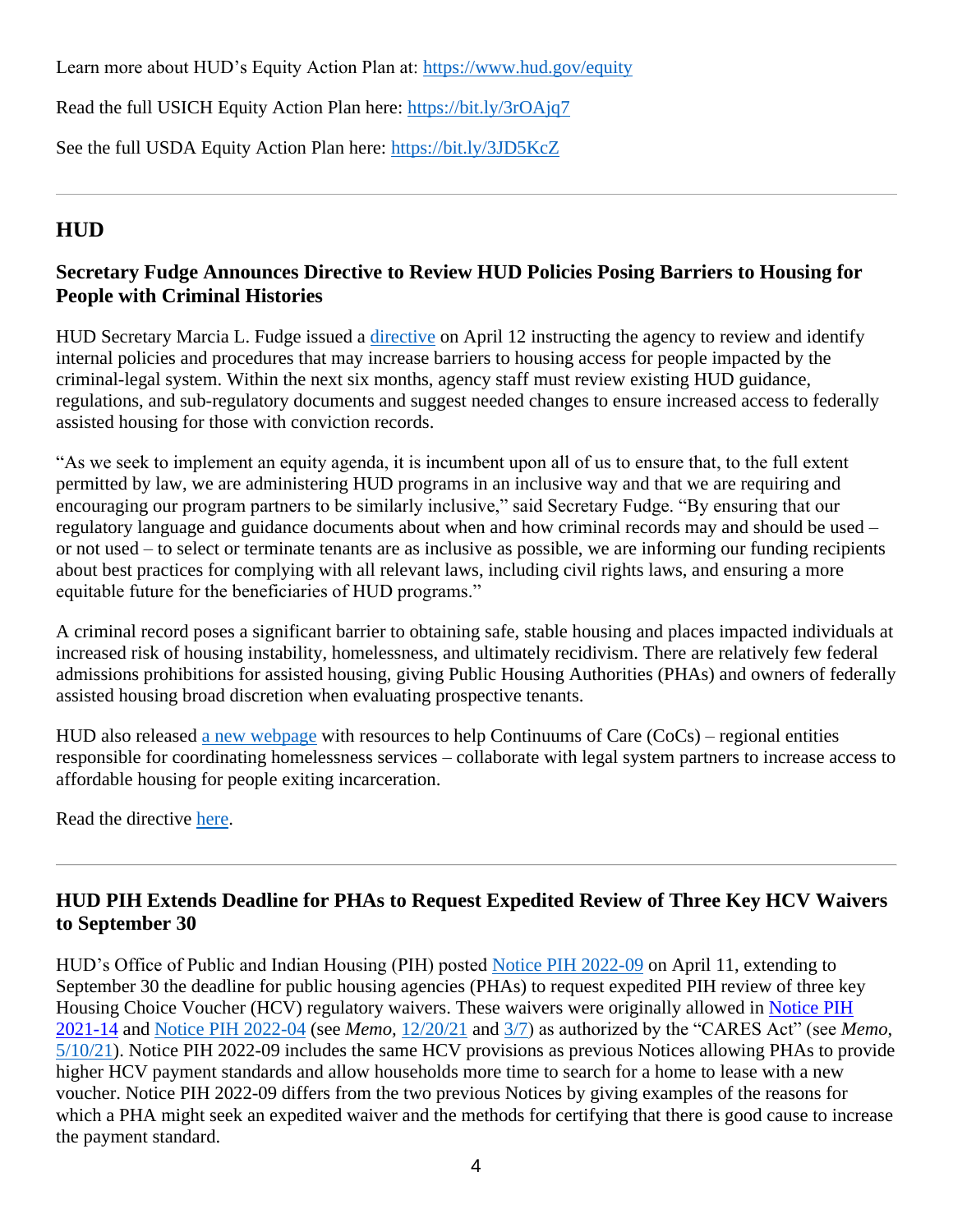Learn more about HUD's Equity Action Plan at: [https://www.hud.gov/equity](https://www.hud.gov/equity)

Read the full USICH Equity Action Plan here: [https://bit.ly/3rOAjq7](https://bit.ly/3rOAjq7)

See the full USDA Equity Action Plan here: [https://bit.ly/3JD5KcZ](https://bit.ly/3JD5KcZ)

---

## HUD

### Secretary Fudge Announces Directive to Review HUD Policies Posing Barriers to Housing for People with Criminal Histories

HUD Secretary Marcia L. Fudge issued a directive on April 12 instructing the agency to review and identify internal policies and procedures that may increase barriers to housing access for people impacted by the criminal-legal system. Within the next six months, agency staff must review existing HUD guidance, regulations, and sub-regulatory documents and suggest needed changes to ensure increased access to federally assisted housing for those with conviction records.

"As we seek to implement an equity agenda, it is incumbent upon all of us to ensure that, to the full extent permitted by law, we are administering HUD programs in an inclusive way and that we are requiring and encouraging our program partners to be similarly inclusive," said Secretary Fudge. "By ensuring that our regulatory language and guidance documents about when and how criminal records may and should be used – or not used – to select or terminate tenants are as inclusive as possible, we are informing our funding recipients about best practices for complying with all relevant laws, including civil rights laws, and ensuring a more equitable future for the beneficiaries of HUD programs."

A criminal record poses a significant barrier to obtaining safe, stable housing and places impacted individuals at increased risk of housing instability, homelessness, and ultimately recidivism. There are relatively few federal admissions prohibitions for assisted housing, giving Public Housing Authorities (PHAs) and owners of federally assisted housing broad discretion when evaluating prospective tenants.

HUD also released a new webpage with resources to help Continuums of Care (CoCs) – regional entities responsible for coordinating homelessness services – collaborate with legal system partners to increase access to affordable housing for people exiting incarceration.

Read the directive here.

---

### HUD PIH Extends Deadline for PHAs to Request Expedited Review of Three Key HCV Waivers to September 30

HUD's Office of Public and Indian Housing (PIH) posted Notice PIH 2022-09 on April 11, extending to September 30 the deadline for public housing agencies (PHAs) to request expedited PIH review of three key Housing Choice Voucher (HCV) regulatory waivers. These waivers were originally allowed in Notice PIH 2021-14 and Notice PIH 2022-04 (see *Memo*, 12/20/21 and 3/7) as authorized by the "CARES Act" (see *Memo*, 5/10/21). Notice PIH 2022-09 includes the same HCV provisions as previous Notices allowing PHAs to provide higher HCV payment standards and allow households more time to search for a home to lease with a new voucher. Notice PIH 2022-09 differs from the two previous Notices by giving examples of the reasons for which a PHA might seek an expedited waiver and the methods for certifying that there is good cause to increase the payment standard.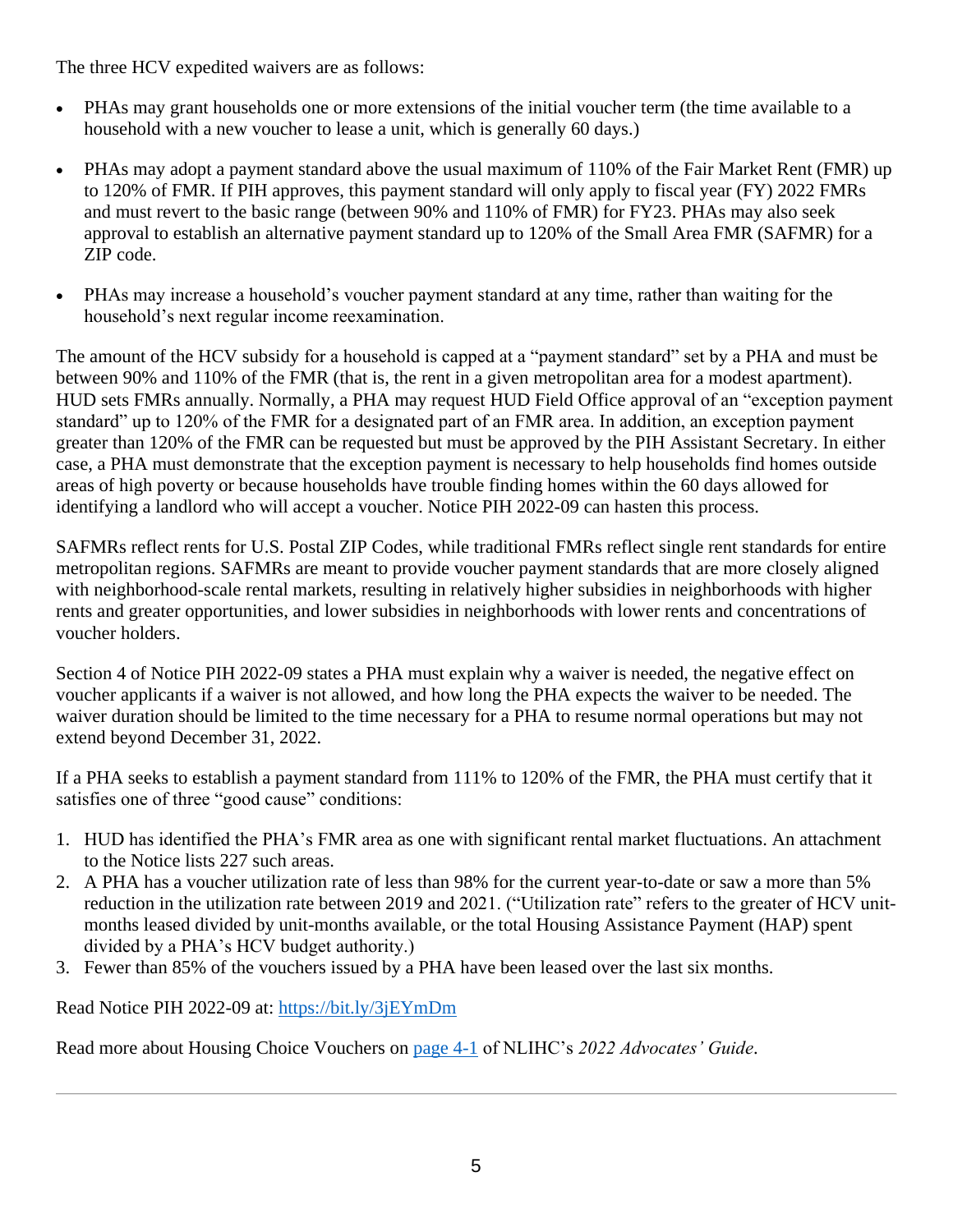The three HCV expedited waivers are as follows:

- PHAs may grant households one or more extensions of the initial voucher term (the time available to a household with a new voucher to lease a unit, which is generally 60 days.)
- PHAs may adopt a payment standard above the usual maximum of 110% of the Fair Market Rent (FMR) up to 120% of FMR. If PIH approves, this payment standard will only apply to fiscal year (FY) 2022 FMRs and must revert to the basic range (between 90% and 110% of FMR) for FY23. PHAs may also seek approval to establish an alternative payment standard up to 120% of the Small Area FMR (SAFMR) for a ZIP code.
- PHAs may increase a household's voucher payment standard at any time, rather than waiting for the household's next regular income reexamination.

The amount of the HCV subsidy for a household is capped at a "payment standard" set by a PHA and must be between 90% and 110% of the FMR (that is, the rent in a given metropolitan area for a modest apartment). HUD sets FMRs annually. Normally, a PHA may request HUD Field Office approval of an "exception payment standard" up to 120% of the FMR for a designated part of an FMR area. In addition, an exception payment greater than 120% of the FMR can be requested but must be approved by the PIH Assistant Secretary. In either case, a PHA must demonstrate that the exception payment is necessary to help households find homes outside areas of high poverty or because households have trouble finding homes within the 60 days allowed for identifying a landlord who will accept a voucher. Notice PIH 2022-09 can hasten this process.

SAFMRs reflect rents for U.S. Postal ZIP Codes, while traditional FMRs reflect single rent standards for entire metropolitan regions. SAFMRs are meant to provide voucher payment standards that are more closely aligned with neighborhood-scale rental markets, resulting in relatively higher subsidies in neighborhoods with higher rents and greater opportunities, and lower subsidies in neighborhoods with lower rents and concentrations of voucher holders.

Section 4 of Notice PIH 2022-09 states a PHA must explain why a waiver is needed, the negative effect on voucher applicants if a waiver is not allowed, and how long the PHA expects the waiver to be needed. The waiver duration should be limited to the time necessary for a PHA to resume normal operations but may not extend beyond December 31, 2022.

If a PHA seeks to establish a payment standard from 111% to 120% of the FMR, the PHA must certify that it satisfies one of three "good cause" conditions:

1. HUD has identified the PHA's FMR area as one with significant rental market fluctuations. An attachment to the Notice lists 227 such areas.
2. A PHA has a voucher utilization rate of less than 98% for the current year-to-date or saw a more than 5% reduction in the utilization rate between 2019 and 2021. ("Utilization rate" refers to the greater of HCV unit-months leased divided by unit-months available, or the total Housing Assistance Payment (HAP) spent divided by a PHA's HCV budget authority.)
3. Fewer than 85% of the vouchers issued by a PHA have been leased over the last six months.

Read Notice PIH 2022-09 at: https://bit.ly/3jEYmDm

Read more about Housing Choice Vouchers on page 4-1 of NLIHC's *2022 Advocates' Guide*.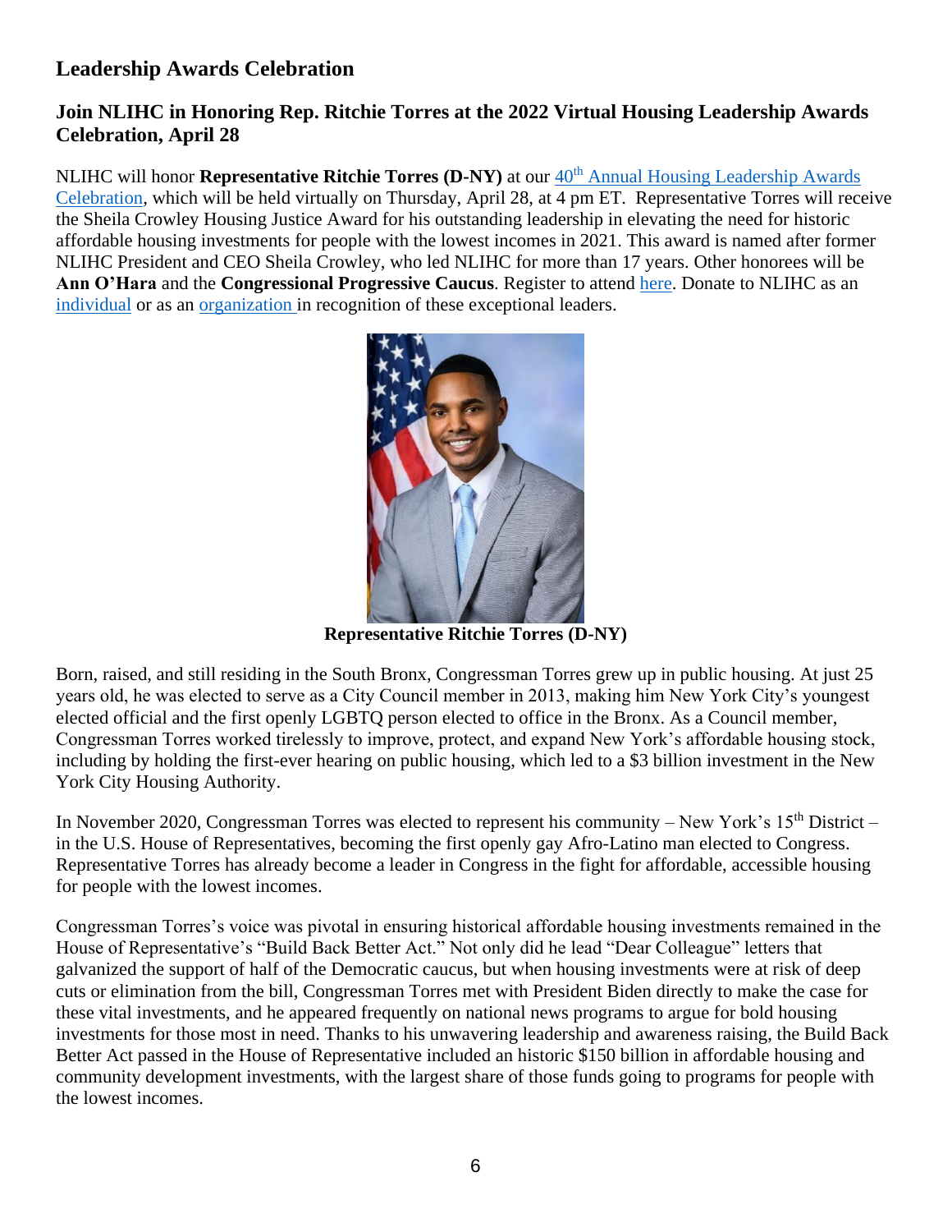## Leadership Awards Celebration

### Join NLIHC in Honoring Rep. Ritchie Torres at the 2022 Virtual Housing Leadership Awards Celebration, April 28

NLIHC will honor **Representative Ritchie Torres (D-NY)** at our 40th Annual Housing Leadership Awards Celebration, which will be held virtually on Thursday, April 28, at 4 pm ET. Representative Torres will receive the Sheila Crowley Housing Justice Award for his outstanding leadership in elevating the need for historic affordable housing investments for people with the lowest incomes in 2021. This award is named after former NLIHC President and CEO Sheila Crowley, who led NLIHC for more than 17 years. Other honorees will be **Ann O'Hara** and the **Congressional Progressive Caucus**. Register to attend here. Donate to NLIHC as an individual or as an organization in recognition of these exceptional leaders.

**Representative Ritchie Torres (D-NY)**

Born, raised, and still residing in the South Bronx, Congressman Torres grew up in public housing. At just 25 years old, he was elected to serve as a City Council member in 2013, making him New York City's youngest elected official and the first openly LGBTQ person elected to office in the Bronx. As a Council member, Congressman Torres worked tirelessly to improve, protect, and expand New York's affordable housing stock, including by holding the first-ever hearing on public housing, which led to a $3 billion investment in the New York City Housing Authority.

In November 2020, Congressman Torres was elected to represent his community – New York's 15th District – in the U.S. House of Representatives, becoming the first openly gay Afro-Latino man elected to Congress. Representative Torres has already become a leader in Congress in the fight for affordable, accessible housing for people with the lowest incomes.

Congressman Torres's voice was pivotal in ensuring historical affordable housing investments remained in the House of Representative's "Build Back Better Act." Not only did he lead "Dear Colleague" letters that galvanized the support of half of the Democratic caucus, but when housing investments were at risk of deep cuts or elimination from the bill, Congressman Torres met with President Biden directly to make the case for these vital investments, and he appeared frequently on national news programs to argue for bold housing investments for those most in need. Thanks to his unwavering leadership and awareness raising, the Build Back Better Act passed in the House of Representative included an historic $150 billion in affordable housing and community development investments, with the largest share of those funds going to programs for people with the lowest incomes.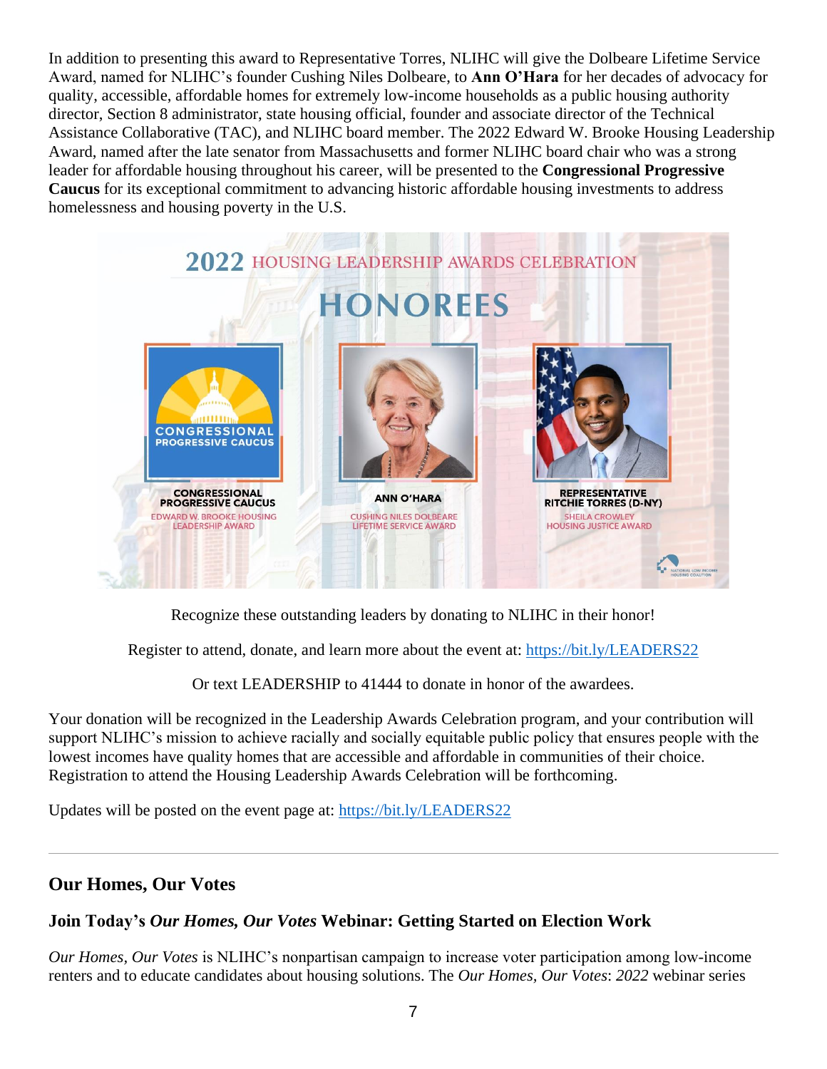In addition to presenting this award to Representative Torres, NLIHC will give the Dolbeare Lifetime Service Award, named for NLIHC's founder Cushing Niles Dolbeare, to **Ann O'Hara** for her decades of advocacy for quality, accessible, affordable homes for extremely low-income households as a public housing authority director, Section 8 administrator, state housing official, founder and associate director of the Technical Assistance Collaborative (TAC), and NLIHC board member. The 2022 Edward W. Brooke Housing Leadership Award, named after the late senator from Massachusetts and former NLIHC board chair who was a strong leader for affordable housing throughout his career, will be presented to the **Congressional Progressive Caucus** for its exceptional commitment to advancing historic affordable housing investments to address homelessness and housing poverty in the U.S.

2022 HOUSING LEADERSHIP AWARDS CELEBRATION

HONOREES

CONGRESSIONAL PROGRESSIVE CAUCUS — EDWARD W. BROOKE HOUSING LEADERSHIP AWARD

ANN O'HARA — CUSHING NILES DOLBEARE LIFETIME SERVICE AWARD

REPRESENTATIVE RITCHIE TORRES (D-NY) — SHEILA CROWLEY HOUSING JUSTICE AWARD

Recognize these outstanding leaders by donating to NLIHC in their honor!

Register to attend, donate, and learn more about the event at: https://bit.ly/LEADERS22

Or text LEADERSHIP to 41444 to donate in honor of the awardees.

Your donation will be recognized in the Leadership Awards Celebration program, and your contribution will support NLIHC's mission to achieve racially and socially equitable public policy that ensures people with the lowest incomes have quality homes that are accessible and affordable in communities of their choice. Registration to attend the Housing Leadership Awards Celebration will be forthcoming.

Updates will be posted on the event page at: https://bit.ly/LEADERS22

---

## Our Homes, Our Votes

### Join Today's *Our Homes, Our Votes* Webinar: Getting Started on Election Work

*Our Homes, Our Votes* is NLIHC's nonpartisan campaign to increase voter participation among low-income renters and to educate candidates about housing solutions. The *Our Homes, Our Votes*: *2022* webinar series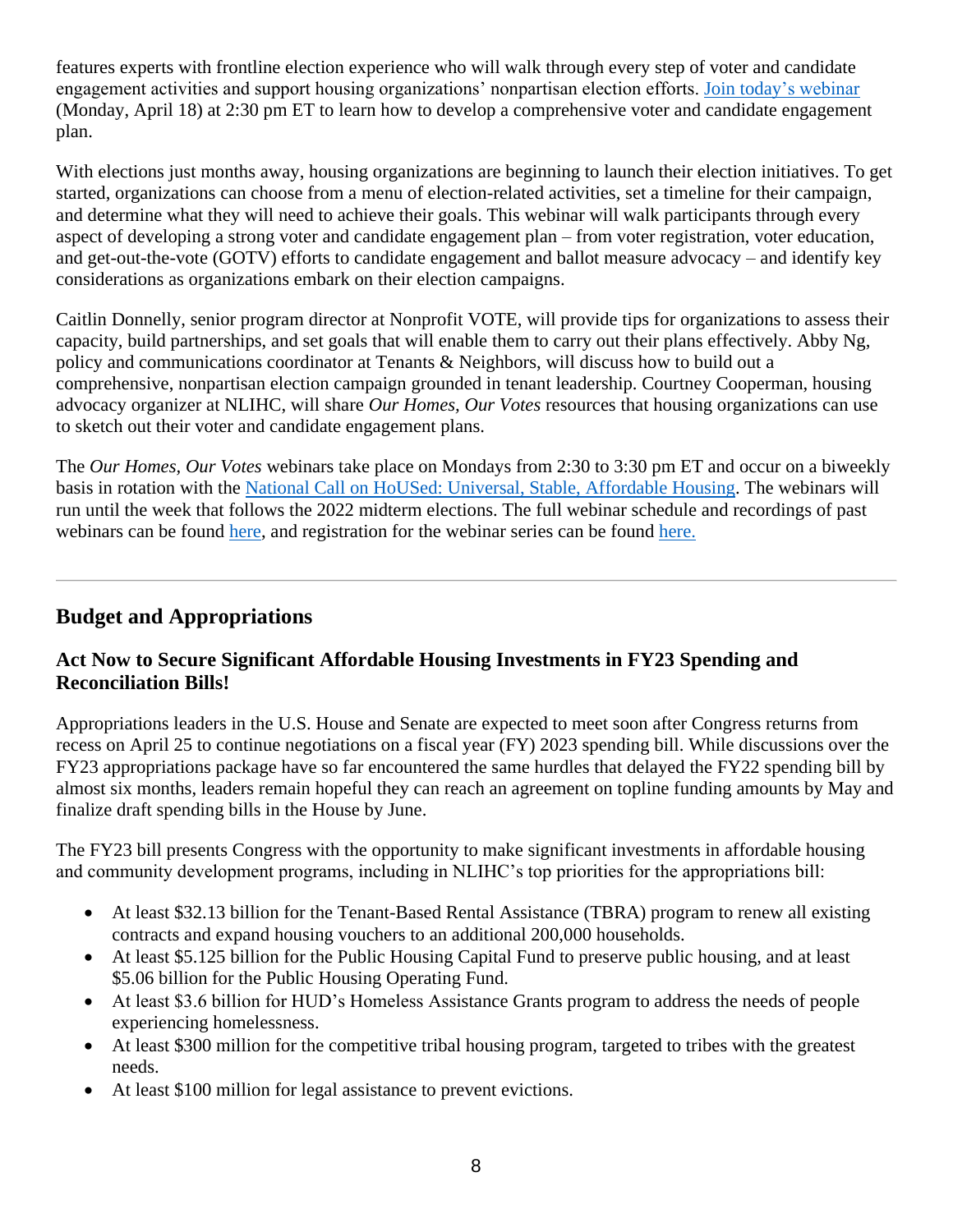features experts with frontline election experience who will walk through every step of voter and candidate engagement activities and support housing organizations' nonpartisan election efforts. Join today's webinar (Monday, April 18) at 2:30 pm ET to learn how to develop a comprehensive voter and candidate engagement plan.

With elections just months away, housing organizations are beginning to launch their election initiatives. To get started, organizations can choose from a menu of election-related activities, set a timeline for their campaign, and determine what they will need to achieve their goals. This webinar will walk participants through every aspect of developing a strong voter and candidate engagement plan – from voter registration, voter education, and get-out-the-vote (GOTV) efforts to candidate engagement and ballot measure advocacy – and identify key considerations as organizations embark on their election campaigns.

Caitlin Donnelly, senior program director at Nonprofit VOTE, will provide tips for organizations to assess their capacity, build partnerships, and set goals that will enable them to carry out their plans effectively. Abby Ng, policy and communications coordinator at Tenants & Neighbors, will discuss how to build out a comprehensive, nonpartisan election campaign grounded in tenant leadership. Courtney Cooperman, housing advocacy organizer at NLIHC, will share *Our Homes, Our Votes* resources that housing organizations can use to sketch out their voter and candidate engagement plans.

The *Our Homes, Our Votes* webinars take place on Mondays from 2:30 to 3:30 pm ET and occur on a biweekly basis in rotation with the National Call on HoUSed: Universal, Stable, Affordable Housing. The webinars will run until the week that follows the 2022 midterm elections. The full webinar schedule and recordings of past webinars can be found here, and registration for the webinar series can be found here.

---

## Budget and Appropriations

### Act Now to Secure Significant Affordable Housing Investments in FY23 Spending and Reconciliation Bills!

Appropriations leaders in the U.S. House and Senate are expected to meet soon after Congress returns from recess on April 25 to continue negotiations on a fiscal year (FY) 2023 spending bill. While discussions over the FY23 appropriations package have so far encountered the same hurdles that delayed the FY22 spending bill by almost six months, leaders remain hopeful they can reach an agreement on topline funding amounts by May and finalize draft spending bills in the House by June.

The FY23 bill presents Congress with the opportunity to make significant investments in affordable housing and community development programs, including in NLIHC's top priorities for the appropriations bill:

- At least $32.13 billion for the Tenant-Based Rental Assistance (TBRA) program to renew all existing contracts and expand housing vouchers to an additional 200,000 households.
- At least $5.125 billion for the Public Housing Capital Fund to preserve public housing, and at least $5.06 billion for the Public Housing Operating Fund.
- At least $3.6 billion for HUD's Homeless Assistance Grants program to address the needs of people experiencing homelessness.
- At least $300 million for the competitive tribal housing program, targeted to tribes with the greatest needs.
- At least $100 million for legal assistance to prevent evictions.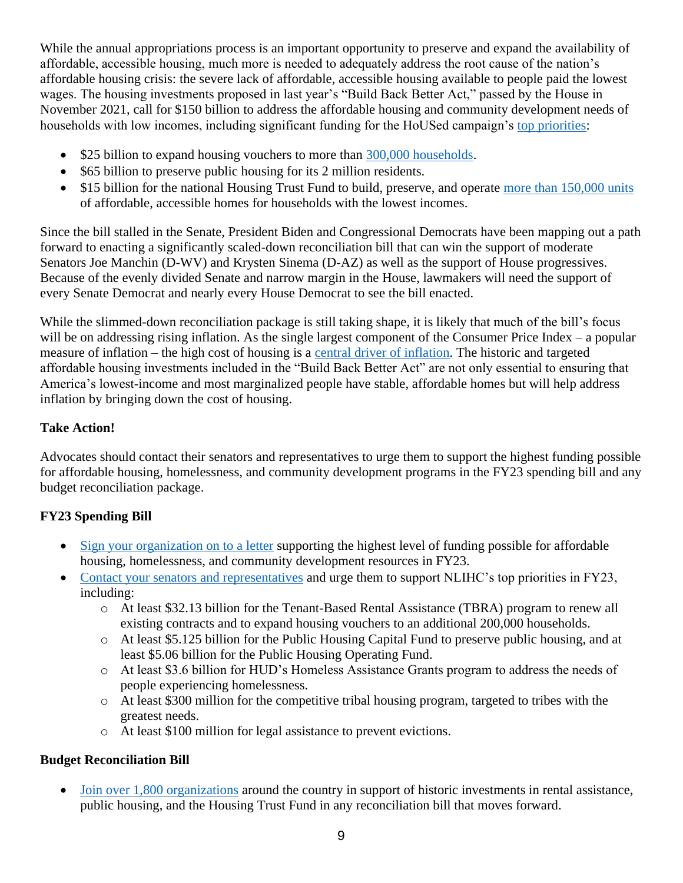While the annual appropriations process is an important opportunity to preserve and expand the availability of affordable, accessible housing, much more is needed to adequately address the root cause of the nation's affordable housing crisis: the severe lack of affordable, accessible housing available to people paid the lowest wages. The housing investments proposed in last year's "Build Back Better Act," passed by the House in November 2021, call for $150 billion to address the affordable housing and community development needs of households with low incomes, including significant funding for the HoUSed campaign's top priorities:

- $25 billion to expand housing vouchers to more than 300,000 households.
- $65 billion to preserve public housing for its 2 million residents.
- $15 billion for the national Housing Trust Fund to build, preserve, and operate more than 150,000 units of affordable, accessible homes for households with the lowest incomes.

Since the bill stalled in the Senate, President Biden and Congressional Democrats have been mapping out a path forward to enacting a significantly scaled-down reconciliation bill that can win the support of moderate Senators Joe Manchin (D-WV) and Krysten Sinema (D-AZ) as well as the support of House progressives. Because of the evenly divided Senate and narrow margin in the House, lawmakers will need the support of every Senate Democrat and nearly every House Democrat to see the bill enacted.

While the slimmed-down reconciliation package is still taking shape, it is likely that much of the bill's focus will be on addressing rising inflation. As the single largest component of the Consumer Price Index – a popular measure of inflation – the high cost of housing is a central driver of inflation. The historic and targeted affordable housing investments included in the "Build Back Better Act" are not only essential to ensuring that America's lowest-income and most marginalized people have stable, affordable homes but will help address inflation by bringing down the cost of housing.

**Take Action!**

Advocates should contact their senators and representatives to urge them to support the highest funding possible for affordable housing, homelessness, and community development programs in the FY23 spending bill and any budget reconciliation package.

**FY23 Spending Bill**

- Sign your organization on to a letter supporting the highest level of funding possible for affordable housing, homelessness, and community development resources in FY23.
- Contact your senators and representatives and urge them to support NLIHC's top priorities in FY23, including:
  - At least $32.13 billion for the Tenant-Based Rental Assistance (TBRA) program to renew all existing contracts and to expand housing vouchers to an additional 200,000 households.
  - At least $5.125 billion for the Public Housing Capital Fund to preserve public housing, and at least $5.06 billion for the Public Housing Operating Fund.
  - At least $3.6 billion for HUD's Homeless Assistance Grants program to address the needs of people experiencing homelessness.
  - At least $300 million for the competitive tribal housing program, targeted to tribes with the greatest needs.
  - At least $100 million for legal assistance to prevent evictions.

**Budget Reconciliation Bill**

- Join over 1,800 organizations around the country in support of historic investments in rental assistance, public housing, and the Housing Trust Fund in any reconciliation bill that moves forward.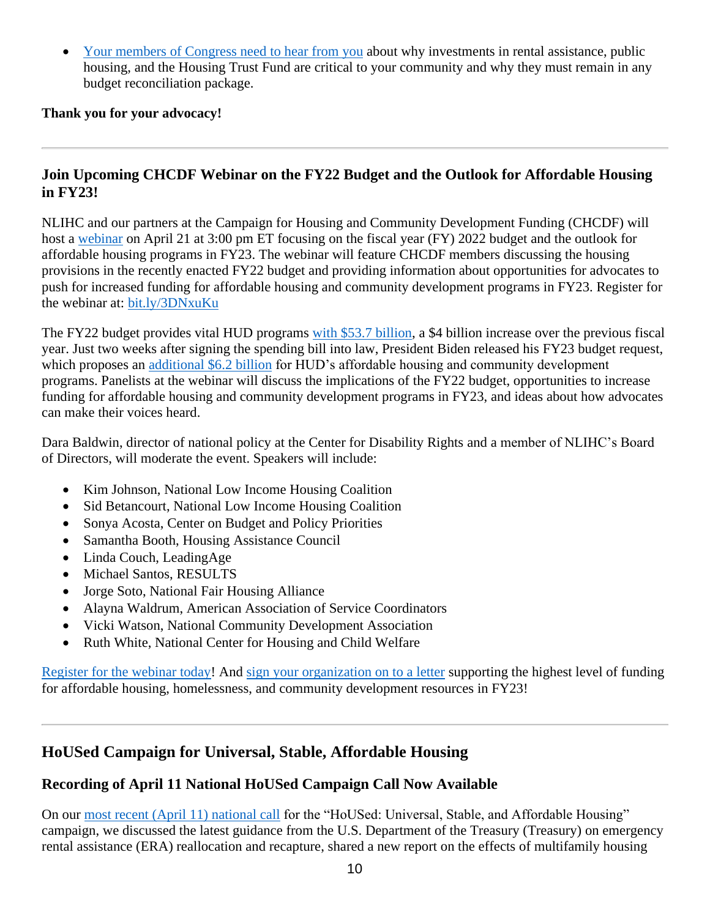- Your members of Congress need to hear from you about why investments in rental assistance, public housing, and the Housing Trust Fund are critical to your community and why they must remain in any budget reconciliation package.

**Thank you for your advocacy!**

---

### Join Upcoming CHCDF Webinar on the FY22 Budget and the Outlook for Affordable Housing in FY23!

NLIHC and our partners at the Campaign for Housing and Community Development Funding (CHCDF) will host a webinar on April 21 at 3:00 pm ET focusing on the fiscal year (FY) 2022 budget and the outlook for affordable housing programs in FY23. The webinar will feature CHCDF members discussing the housing provisions in the recently enacted FY22 budget and providing information about opportunities for advocates to push for increased funding for affordable housing and community development programs in FY23. Register for the webinar at: bit.ly/3DNxuKu

The FY22 budget provides vital HUD programs with $53.7 billion, a $4 billion increase over the previous fiscal year. Just two weeks after signing the spending bill into law, President Biden released his FY23 budget request, which proposes an additional $6.2 billion for HUD's affordable housing and community development programs. Panelists at the webinar will discuss the implications of the FY22 budget, opportunities to increase funding for affordable housing and community development programs in FY23, and ideas about how advocates can make their voices heard.

Dara Baldwin, director of national policy at the Center for Disability Rights and a member of NLIHC's Board of Directors, will moderate the event. Speakers will include:

- Kim Johnson, National Low Income Housing Coalition
- Sid Betancourt, National Low Income Housing Coalition
- Sonya Acosta, Center on Budget and Policy Priorities
- Samantha Booth, Housing Assistance Council
- Linda Couch, LeadingAge
- Michael Santos, RESULTS
- Jorge Soto, National Fair Housing Alliance
- Alayna Waldrum, American Association of Service Coordinators
- Vicki Watson, National Community Development Association
- Ruth White, National Center for Housing and Child Welfare

Register for the webinar today! And sign your organization on to a letter supporting the highest level of funding for affordable housing, homelessness, and community development resources in FY23!

---

## HoUSed Campaign for Universal, Stable, Affordable Housing

### Recording of April 11 National HoUSed Campaign Call Now Available

On our most recent (April 11) national call for the "HoUSed: Universal, Stable, and Affordable Housing" campaign, we discussed the latest guidance from the U.S. Department of the Treasury (Treasury) on emergency rental assistance (ERA) reallocation and recapture, shared a new report on the effects of multifamily housing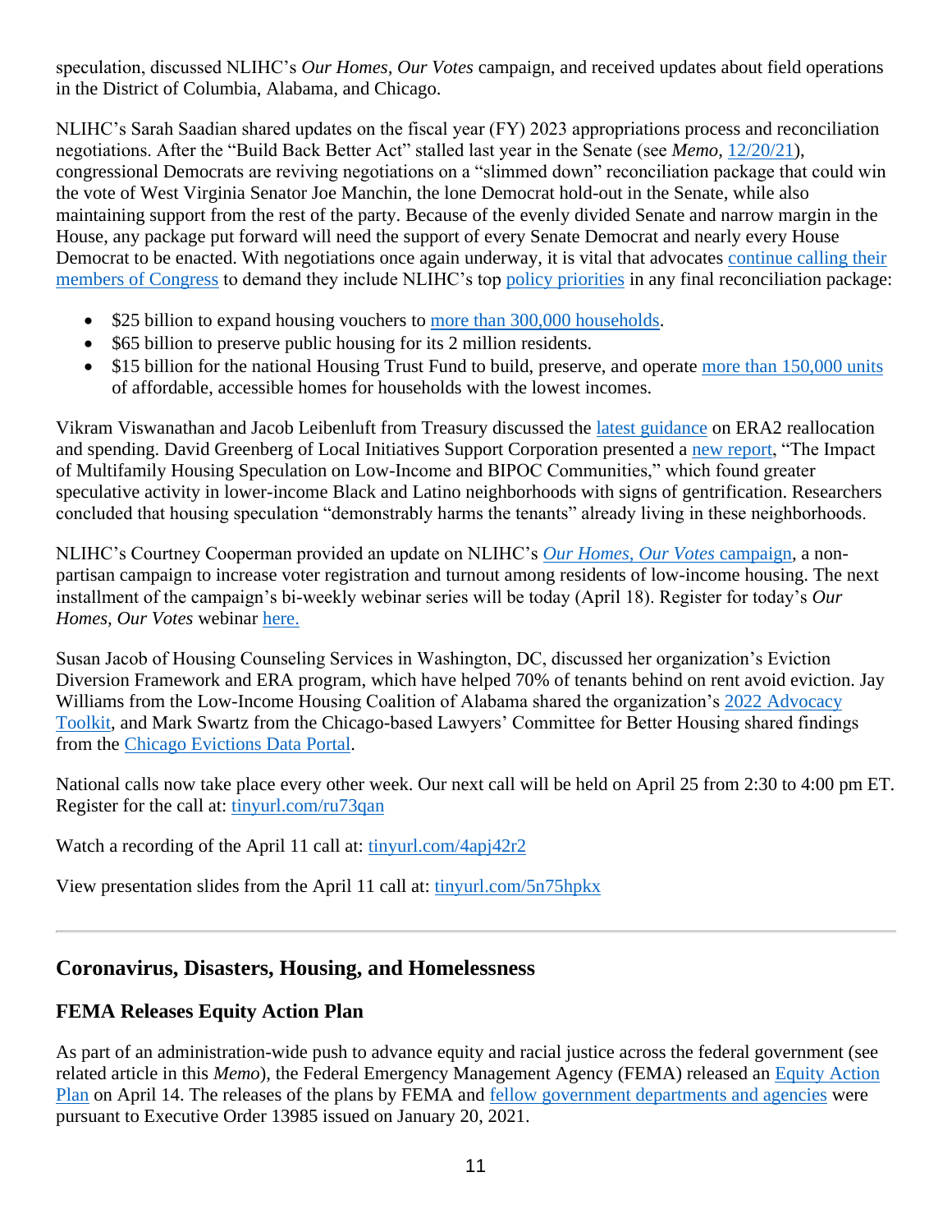speculation, discussed NLIHC's *Our Homes, Our Votes* campaign, and received updates about field operations in the District of Columbia, Alabama, and Chicago.

NLIHC's Sarah Saadian shared updates on the fiscal year (FY) 2023 appropriations process and reconciliation negotiations. After the "Build Back Better Act" stalled last year in the Senate (see *Memo*, 12/20/21), congressional Democrats are reviving negotiations on a "slimmed down" reconciliation package that could win the vote of West Virginia Senator Joe Manchin, the lone Democrat hold-out in the Senate, while also maintaining support from the rest of the party. Because of the evenly divided Senate and narrow margin in the House, any package put forward will need the support of every Senate Democrat and nearly every House Democrat to be enacted. With negotiations once again underway, it is vital that advocates continue calling their members of Congress to demand they include NLIHC's top policy priorities in any final reconciliation package:

- $25 billion to expand housing vouchers to more than 300,000 households.
- $65 billion to preserve public housing for its 2 million residents.
- $15 billion for the national Housing Trust Fund to build, preserve, and operate more than 150,000 units of affordable, accessible homes for households with the lowest incomes.

Vikram Viswanathan and Jacob Leibenluft from Treasury discussed the latest guidance on ERA2 reallocation and spending. David Greenberg of Local Initiatives Support Corporation presented a new report, "The Impact of Multifamily Housing Speculation on Low-Income and BIPOC Communities," which found greater speculative activity in lower-income Black and Latino neighborhoods with signs of gentrification. Researchers concluded that housing speculation "demonstrably harms the tenants" already living in these neighborhoods.

NLIHC's Courtney Cooperman provided an update on NLIHC's *Our Homes, Our Votes* campaign, a non-partisan campaign to increase voter registration and turnout among residents of low-income housing. The next installment of the campaign's bi-weekly webinar series will be today (April 18). Register for today's *Our Homes, Our Votes* webinar here.

Susan Jacob of Housing Counseling Services in Washington, DC, discussed her organization's Eviction Diversion Framework and ERA program, which have helped 70% of tenants behind on rent avoid eviction. Jay Williams from the Low-Income Housing Coalition of Alabama shared the organization's 2022 Advocacy Toolkit, and Mark Swartz from the Chicago-based Lawyers' Committee for Better Housing shared findings from the Chicago Evictions Data Portal.

National calls now take place every other week. Our next call will be held on April 25 from 2:30 to 4:00 pm ET. Register for the call at: tinyurl.com/ru73qan

Watch a recording of the April 11 call at: tinyurl.com/4apj42r2

View presentation slides from the April 11 call at: tinyurl.com/5n75hpkx

---

## Coronavirus, Disasters, Housing, and Homelessness

### FEMA Releases Equity Action Plan

As part of an administration-wide push to advance equity and racial justice across the federal government (see related article in this *Memo*), the Federal Emergency Management Agency (FEMA) released an Equity Action Plan on April 14. The releases of the plans by FEMA and fellow government departments and agencies were pursuant to Executive Order 13985 issued on January 20, 2021.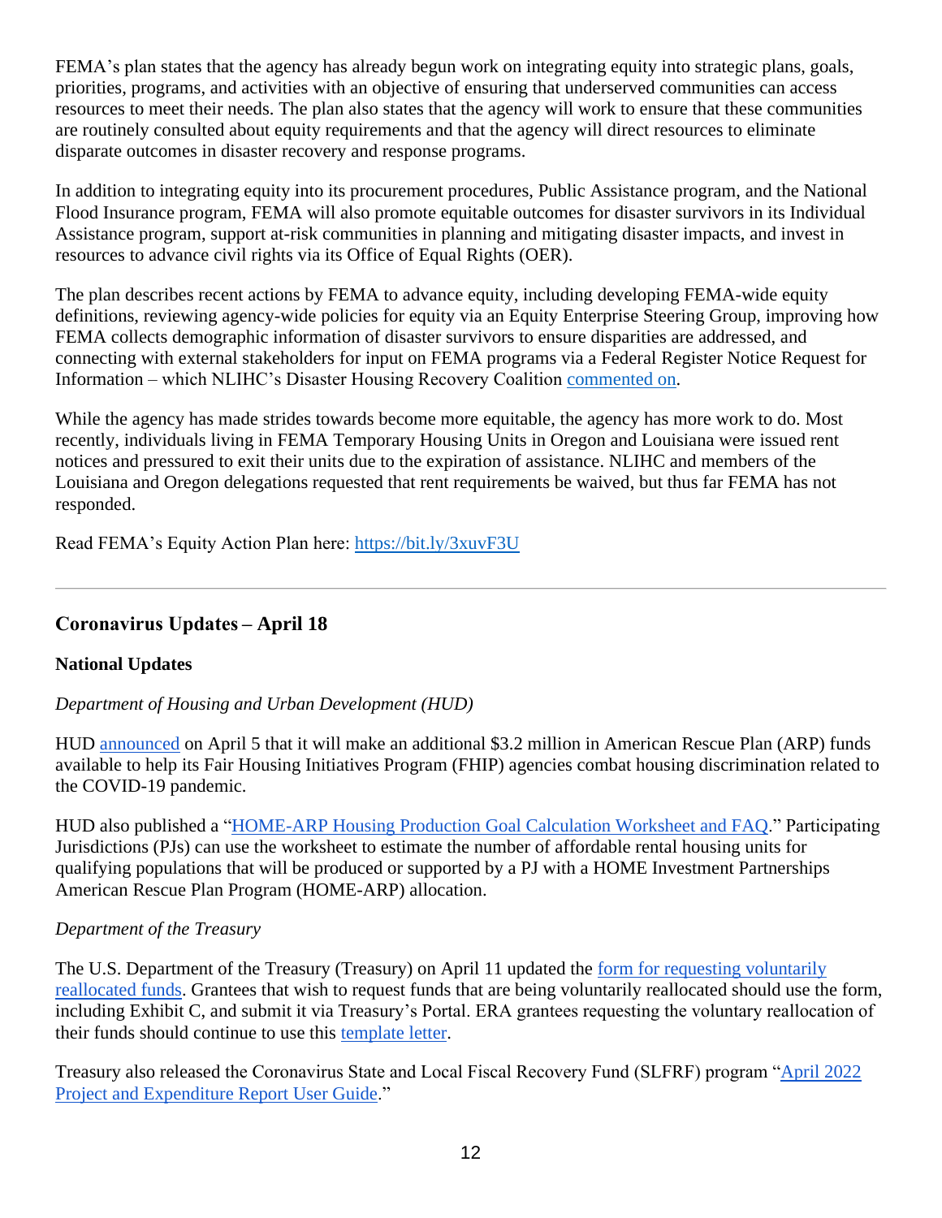FEMA's plan states that the agency has already begun work on integrating equity into strategic plans, goals, priorities, programs, and activities with an objective of ensuring that underserved communities can access resources to meet their needs. The plan also states that the agency will work to ensure that these communities are routinely consulted about equity requirements and that the agency will direct resources to eliminate disparate outcomes in disaster recovery and response programs.

In addition to integrating equity into its procurement procedures, Public Assistance program, and the National Flood Insurance program, FEMA will also promote equitable outcomes for disaster survivors in its Individual Assistance program, support at-risk communities in planning and mitigating disaster impacts, and invest in resources to advance civil rights via its Office of Equal Rights (OER).

The plan describes recent actions by FEMA to advance equity, including developing FEMA-wide equity definitions, reviewing agency-wide policies for equity via an Equity Enterprise Steering Group, improving how FEMA collects demographic information of disaster survivors to ensure disparities are addressed, and connecting with external stakeholders for input on FEMA programs via a Federal Register Notice Request for Information – which NLIHC's Disaster Housing Recovery Coalition commented on.

While the agency has made strides towards become more equitable, the agency has more work to do. Most recently, individuals living in FEMA Temporary Housing Units in Oregon and Louisiana were issued rent notices and pressured to exit their units due to the expiration of assistance. NLIHC and members of the Louisiana and Oregon delegations requested that rent requirements be waived, but thus far FEMA has not responded.

Read FEMA's Equity Action Plan here: https://bit.ly/3xuvF3U

---

## Coronavirus Updates – April 18

### National Updates

*Department of Housing and Urban Development (HUD)*

HUD announced on April 5 that it will make an additional $3.2 million in American Rescue Plan (ARP) funds available to help its Fair Housing Initiatives Program (FHIP) agencies combat housing discrimination related to the COVID-19 pandemic.

HUD also published a "HOME-ARP Housing Production Goal Calculation Worksheet and FAQ." Participating Jurisdictions (PJs) can use the worksheet to estimate the number of affordable rental housing units for qualifying populations that will be produced or supported by a PJ with a HOME Investment Partnerships American Rescue Plan Program (HOME-ARP) allocation.

*Department of the Treasury*

The U.S. Department of the Treasury (Treasury) on April 11 updated the form for requesting voluntarily reallocated funds. Grantees that wish to request funds that are being voluntarily reallocated should use the form, including Exhibit C, and submit it via Treasury's Portal. ERA grantees requesting the voluntary reallocation of their funds should continue to use this template letter.

Treasury also released the Coronavirus State and Local Fiscal Recovery Fund (SLFRF) program "April 2022 Project and Expenditure Report User Guide."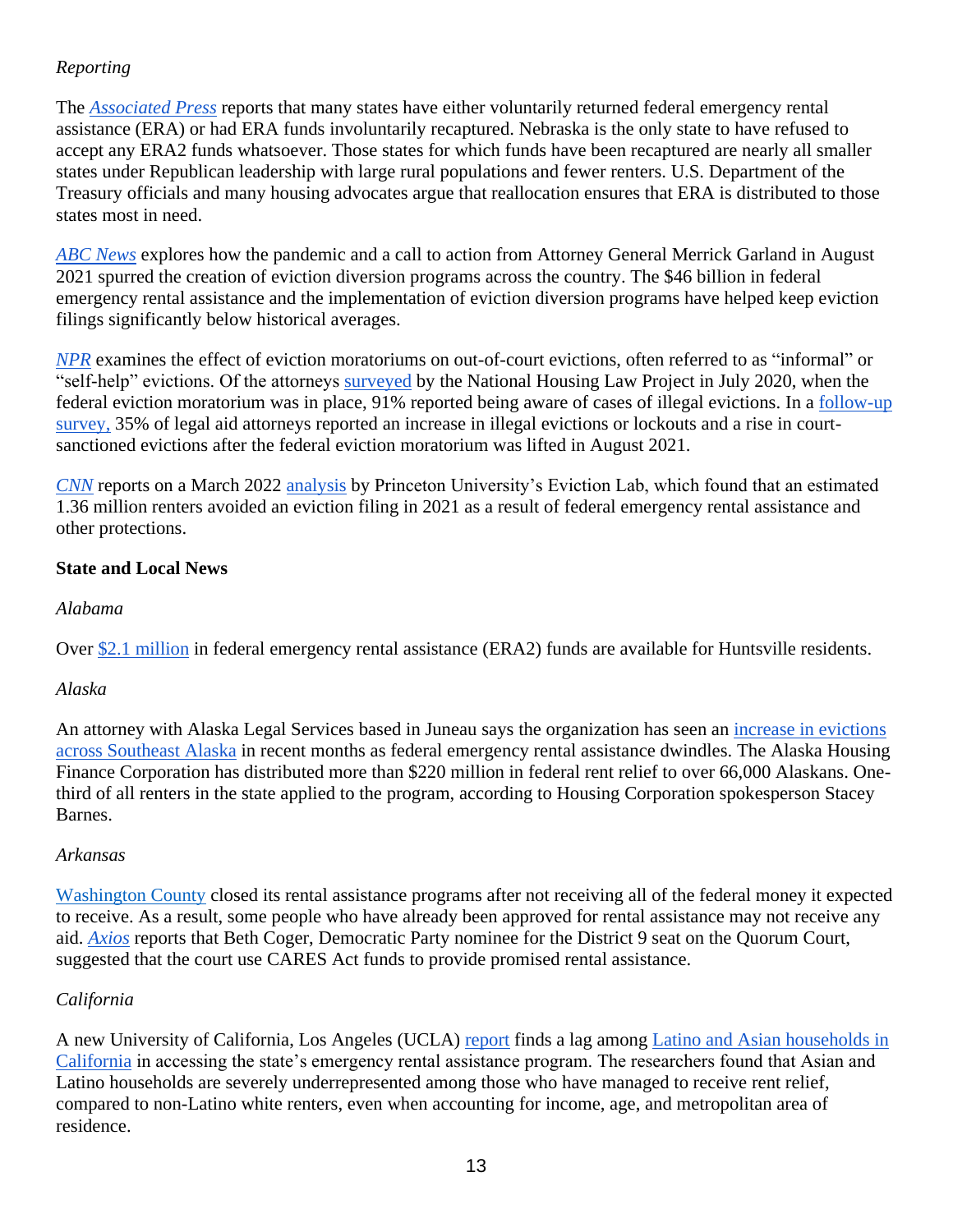*Reporting*

The *Associated Press* reports that many states have either voluntarily returned federal emergency rental assistance (ERA) or had ERA funds involuntarily recaptured. Nebraska is the only state to have refused to accept any ERA2 funds whatsoever. Those states for which funds have been recaptured are nearly all smaller states under Republican leadership with large rural populations and fewer renters. U.S. Department of the Treasury officials and many housing advocates argue that reallocation ensures that ERA is distributed to those states most in need.

*ABC News* explores how the pandemic and a call to action from Attorney General Merrick Garland in August 2021 spurred the creation of eviction diversion programs across the country. The $46 billion in federal emergency rental assistance and the implementation of eviction diversion programs have helped keep eviction filings significantly below historical averages.

*NPR* examines the effect of eviction moratoriums on out-of-court evictions, often referred to as "informal" or "self-help" evictions. Of the attorneys surveyed by the National Housing Law Project in July 2020, when the federal eviction moratorium was in place, 91% reported being aware of cases of illegal evictions. In a follow-up survey, 35% of legal aid attorneys reported an increase in illegal evictions or lockouts and a rise in court-sanctioned evictions after the federal eviction moratorium was lifted in August 2021.

*CNN* reports on a March 2022 analysis by Princeton University's Eviction Lab, which found that an estimated 1.36 million renters avoided an eviction filing in 2021 as a result of federal emergency rental assistance and other protections.

**State and Local News**

*Alabama*

Over $2.1 million in federal emergency rental assistance (ERA2) funds are available for Huntsville residents.

*Alaska*

An attorney with Alaska Legal Services based in Juneau says the organization has seen an increase in evictions across Southeast Alaska in recent months as federal emergency rental assistance dwindles. The Alaska Housing Finance Corporation has distributed more than $220 million in federal rent relief to over 66,000 Alaskans. One-third of all renters in the state applied to the program, according to Housing Corporation spokesperson Stacey Barnes.

*Arkansas*

Washington County closed its rental assistance programs after not receiving all of the federal money it expected to receive. As a result, some people who have already been approved for rental assistance may not receive any aid. *Axios* reports that Beth Coger, Democratic Party nominee for the District 9 seat on the Quorum Court, suggested that the court use CARES Act funds to provide promised rental assistance.

*California*

A new University of California, Los Angeles (UCLA) report finds a lag among Latino and Asian households in California in accessing the state's emergency rental assistance program. The researchers found that Asian and Latino households are severely underrepresented among those who have managed to receive rent relief, compared to non-Latino white renters, even when accounting for income, age, and metropolitan area of residence.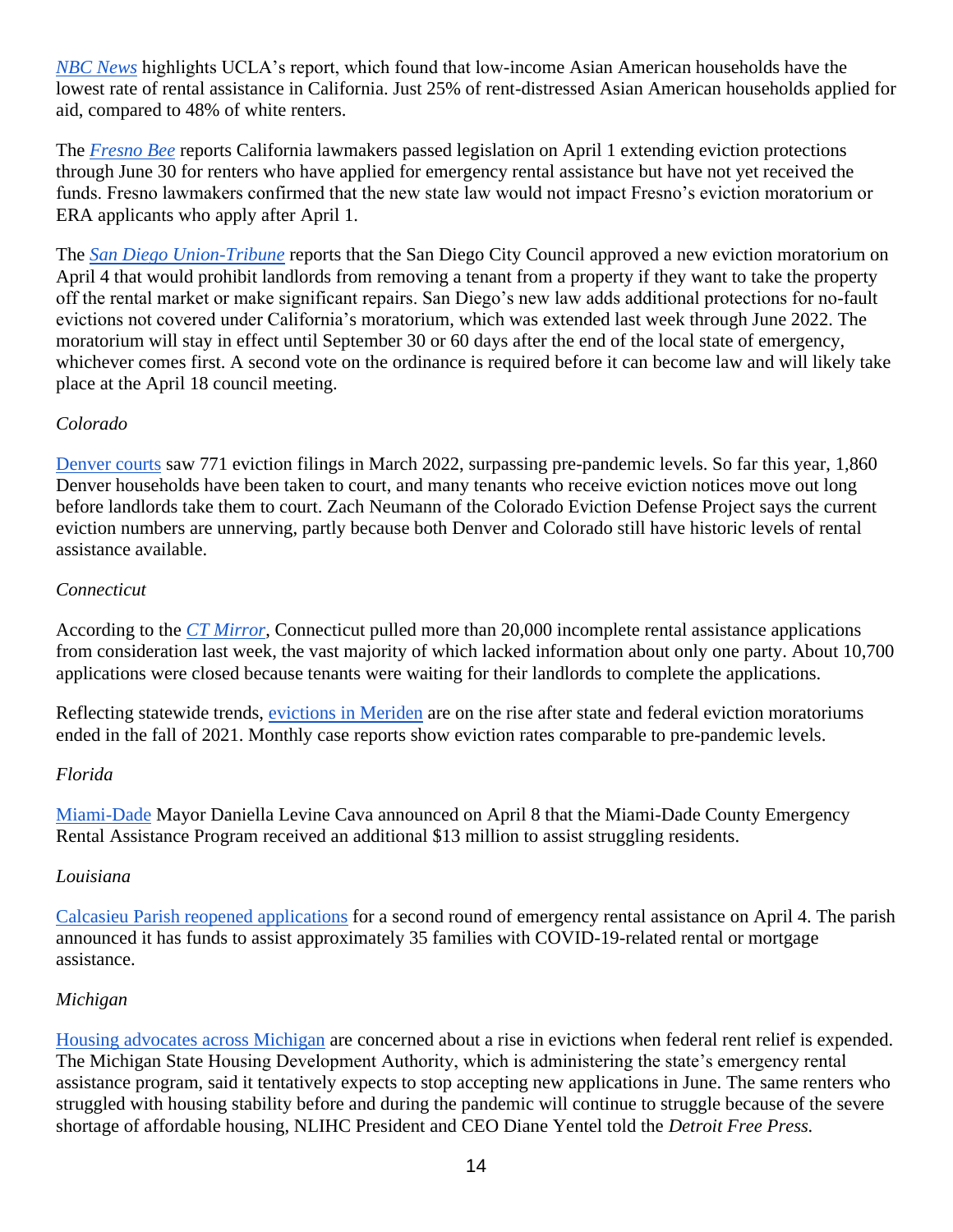*NBC News* highlights UCLA's report, which found that low-income Asian American households have the lowest rate of rental assistance in California. Just 25% of rent-distressed Asian American households applied for aid, compared to 48% of white renters.

The *Fresno Bee* reports California lawmakers passed legislation on April 1 extending eviction protections through June 30 for renters who have applied for emergency rental assistance but have not yet received the funds. Fresno lawmakers confirmed that the new state law would not impact Fresno's eviction moratorium or ERA applicants who apply after April 1.

The *San Diego Union-Tribune* reports that the San Diego City Council approved a new eviction moratorium on April 4 that would prohibit landlords from removing a tenant from a property if they want to take the property off the rental market or make significant repairs. San Diego's new law adds additional protections for no-fault evictions not covered under California's moratorium, which was extended last week through June 2022. The moratorium will stay in effect until September 30 or 60 days after the end of the local state of emergency, whichever comes first. A second vote on the ordinance is required before it can become law and will likely take place at the April 18 council meeting.

*Colorado*

Denver courts saw 771 eviction filings in March 2022, surpassing pre-pandemic levels. So far this year, 1,860 Denver households have been taken to court, and many tenants who receive eviction notices move out long before landlords take them to court. Zach Neumann of the Colorado Eviction Defense Project says the current eviction numbers are unnerving, partly because both Denver and Colorado still have historic levels of rental assistance available.

*Connecticut*

According to the *CT Mirror*, Connecticut pulled more than 20,000 incomplete rental assistance applications from consideration last week, the vast majority of which lacked information about only one party. About 10,700 applications were closed because tenants were waiting for their landlords to complete the applications.

Reflecting statewide trends, evictions in Meriden are on the rise after state and federal eviction moratoriums ended in the fall of 2021. Monthly case reports show eviction rates comparable to pre-pandemic levels.

*Florida*

Miami-Dade Mayor Daniella Levine Cava announced on April 8 that the Miami-Dade County Emergency Rental Assistance Program received an additional $13 million to assist struggling residents.

*Louisiana*

Calcasieu Parish reopened applications for a second round of emergency rental assistance on April 4. The parish announced it has funds to assist approximately 35 families with COVID-19-related rental or mortgage assistance.

*Michigan*

Housing advocates across Michigan are concerned about a rise in evictions when federal rent relief is expended. The Michigan State Housing Development Authority, which is administering the state's emergency rental assistance program, said it tentatively expects to stop accepting new applications in June. The same renters who struggled with housing stability before and during the pandemic will continue to struggle because of the severe shortage of affordable housing, NLIHC President and CEO Diane Yentel told the *Detroit Free Press.*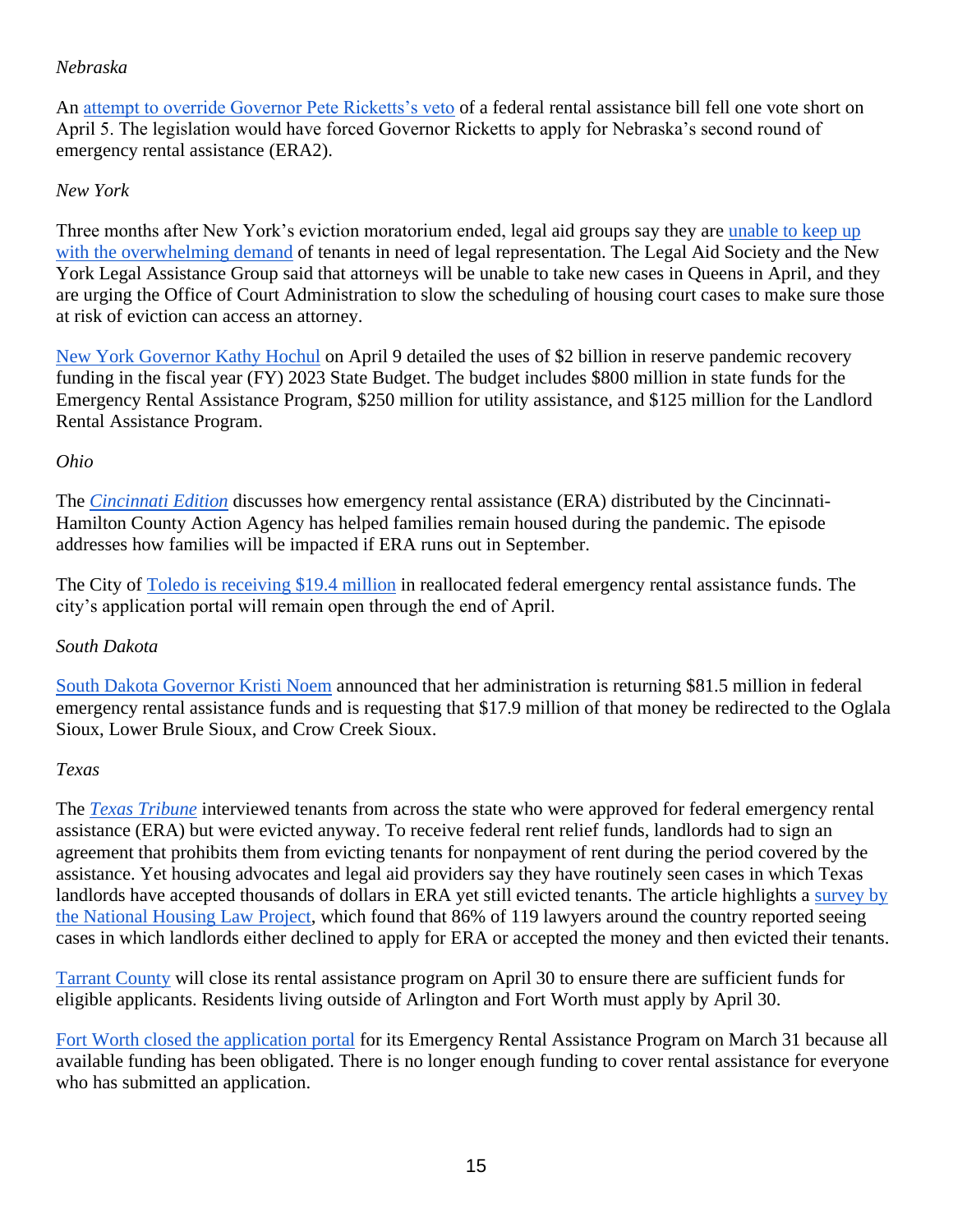*Nebraska*

An attempt to override Governor Pete Ricketts's veto of a federal rental assistance bill fell one vote short on April 5. The legislation would have forced Governor Ricketts to apply for Nebraska's second round of emergency rental assistance (ERA2).

*New York*

Three months after New York's eviction moratorium ended, legal aid groups say they are unable to keep up with the overwhelming demand of tenants in need of legal representation. The Legal Aid Society and the New York Legal Assistance Group said that attorneys will be unable to take new cases in Queens in April, and they are urging the Office of Court Administration to slow the scheduling of housing court cases to make sure those at risk of eviction can access an attorney.

New York Governor Kathy Hochul on April 9 detailed the uses of $2 billion in reserve pandemic recovery funding in the fiscal year (FY) 2023 State Budget. The budget includes $800 million in state funds for the Emergency Rental Assistance Program, $250 million for utility assistance, and $125 million for the Landlord Rental Assistance Program.

*Ohio*

The *Cincinnati Edition* discusses how emergency rental assistance (ERA) distributed by the Cincinnati-Hamilton County Action Agency has helped families remain housed during the pandemic. The episode addresses how families will be impacted if ERA runs out in September.

The City of Toledo is receiving $19.4 million in reallocated federal emergency rental assistance funds. The city's application portal will remain open through the end of April.

*South Dakota*

South Dakota Governor Kristi Noem announced that her administration is returning $81.5 million in federal emergency rental assistance funds and is requesting that $17.9 million of that money be redirected to the Oglala Sioux, Lower Brule Sioux, and Crow Creek Sioux.

*Texas*

The *Texas Tribune* interviewed tenants from across the state who were approved for federal emergency rental assistance (ERA) but were evicted anyway. To receive federal rent relief funds, landlords had to sign an agreement that prohibits them from evicting tenants for nonpayment of rent during the period covered by the assistance. Yet housing advocates and legal aid providers say they have routinely seen cases in which Texas landlords have accepted thousands of dollars in ERA yet still evicted tenants. The article highlights a survey by the National Housing Law Project, which found that 86% of 119 lawyers around the country reported seeing cases in which landlords either declined to apply for ERA or accepted the money and then evicted their tenants.

Tarrant County will close its rental assistance program on April 30 to ensure there are sufficient funds for eligible applicants. Residents living outside of Arlington and Fort Worth must apply by April 30.

Fort Worth closed the application portal for its Emergency Rental Assistance Program on March 31 because all available funding has been obligated. There is no longer enough funding to cover rental assistance for everyone who has submitted an application.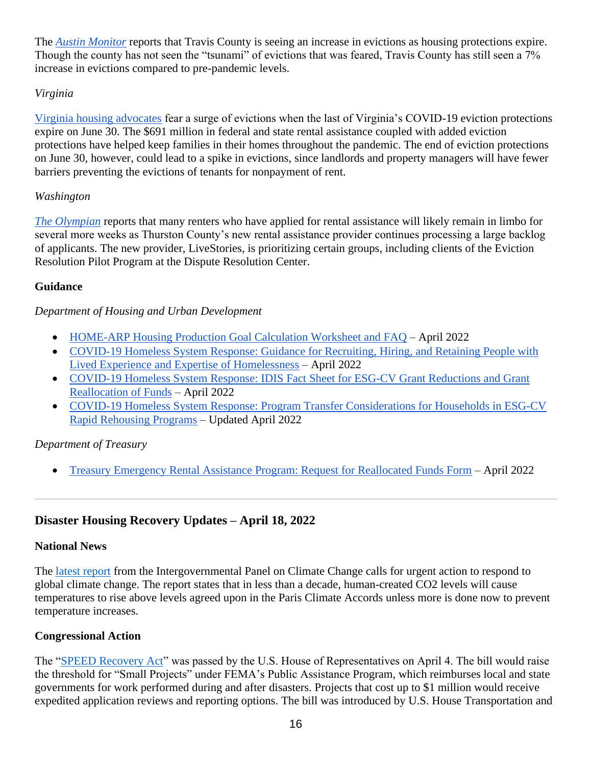The *Austin Monitor* reports that Travis County is seeing an increase in evictions as housing protections expire. Though the county has not seen the "tsunami" of evictions that was feared, Travis County has still seen a 7% increase in evictions compared to pre-pandemic levels.

*Virginia*

Virginia housing advocates fear a surge of evictions when the last of Virginia's COVID-19 eviction protections expire on June 30. The $691 million in federal and state rental assistance coupled with added eviction protections have helped keep families in their homes throughout the pandemic. The end of eviction protections on June 30, however, could lead to a spike in evictions, since landlords and property managers will have fewer barriers preventing the evictions of tenants for nonpayment of rent.

*Washington*

*The Olympian* reports that many renters who have applied for rental assistance will likely remain in limbo for several more weeks as Thurston County's new rental assistance provider continues processing a large backlog of applicants. The new provider, LiveStories, is prioritizing certain groups, including clients of the Eviction Resolution Pilot Program at the Dispute Resolution Center.

**Guidance**

*Department of Housing and Urban Development*

- HOME-ARP Housing Production Goal Calculation Worksheet and FAQ – April 2022
- COVID-19 Homeless System Response: Guidance for Recruiting, Hiring, and Retaining People with Lived Experience and Expertise of Homelessness – April 2022
- COVID-19 Homeless System Response: IDIS Fact Sheet for ESG-CV Grant Reductions and Grant Reallocation of Funds – April 2022
- COVID-19 Homeless System Response: Program Transfer Considerations for Households in ESG-CV Rapid Rehousing Programs – Updated April 2022

*Department of Treasury*

- Treasury Emergency Rental Assistance Program: Request for Reallocated Funds Form – April 2022

---

## Disaster Housing Recovery Updates – April 18, 2022

**National News**

The latest report from the Intergovernmental Panel on Climate Change calls for urgent action to respond to global climate change. The report states that in less than a decade, human-created $CO_2$ levels will cause temperatures to rise above levels agreed upon in the Paris Climate Accords unless more is done now to prevent temperature increases.

**Congressional Action**

The "SPEED Recovery Act" was passed by the U.S. House of Representatives on April 4. The bill would raise the threshold for "Small Projects" under FEMA's Public Assistance Program, which reimburses local and state governments for work performed during and after disasters. Projects that cost up to $1 million would receive expedited application reviews and reporting options. The bill was introduced by U.S. House Transportation and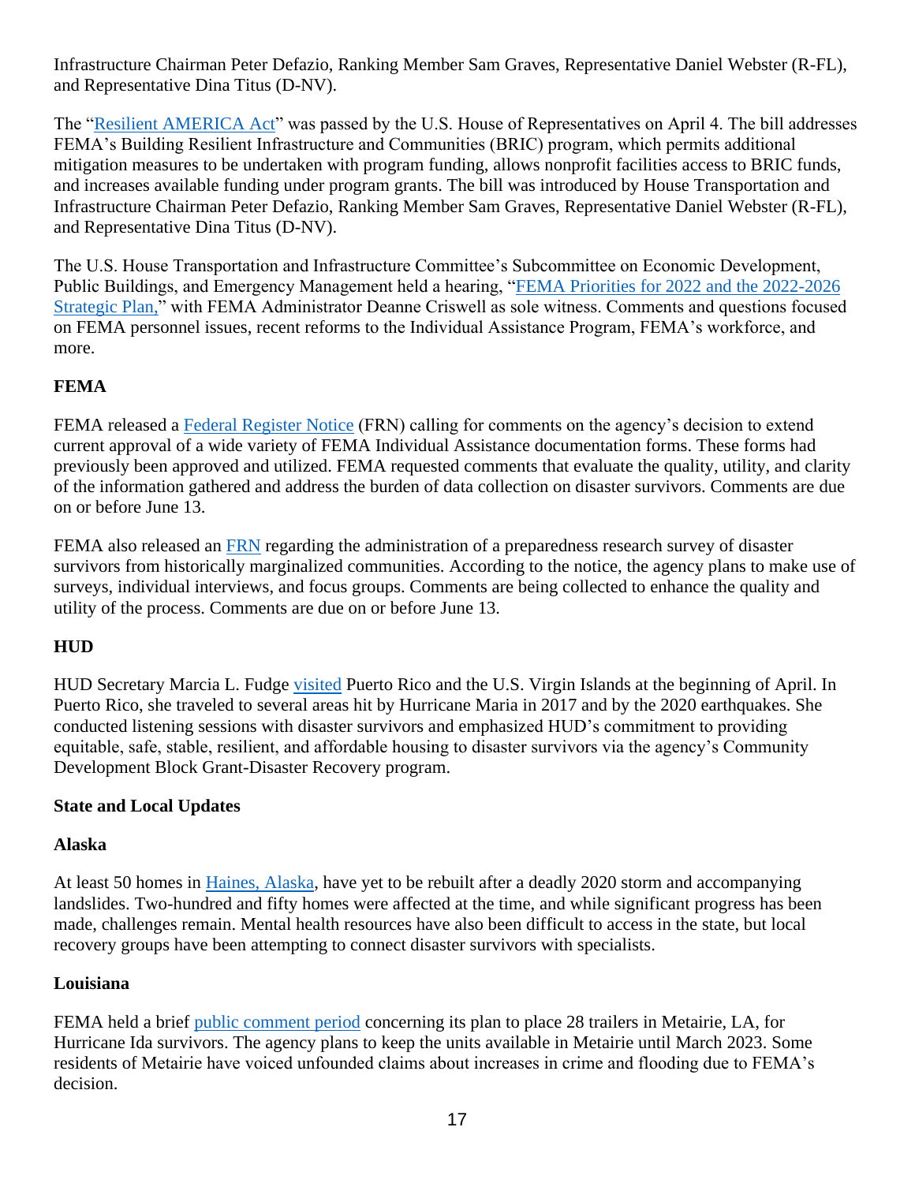Infrastructure Chairman Peter Defazio, Ranking Member Sam Graves, Representative Daniel Webster (R-FL), and Representative Dina Titus (D-NV).

The "Resilient AMERICA Act" was passed by the U.S. House of Representatives on April 4. The bill addresses FEMA's Building Resilient Infrastructure and Communities (BRIC) program, which permits additional mitigation measures to be undertaken with program funding, allows nonprofit facilities access to BRIC funds, and increases available funding under program grants. The bill was introduced by House Transportation and Infrastructure Chairman Peter Defazio, Ranking Member Sam Graves, Representative Daniel Webster (R-FL), and Representative Dina Titus (D-NV).

The U.S. House Transportation and Infrastructure Committee's Subcommittee on Economic Development, Public Buildings, and Emergency Management held a hearing, "FEMA Priorities for 2022 and the 2022-2026 Strategic Plan," with FEMA Administrator Deanne Criswell as sole witness. Comments and questions focused on FEMA personnel issues, recent reforms to the Individual Assistance Program, FEMA's workforce, and more.

**FEMA**

FEMA released a Federal Register Notice (FRN) calling for comments on the agency's decision to extend current approval of a wide variety of FEMA Individual Assistance documentation forms. These forms had previously been approved and utilized. FEMA requested comments that evaluate the quality, utility, and clarity of the information gathered and address the burden of data collection on disaster survivors. Comments are due on or before June 13.

FEMA also released an FRN regarding the administration of a preparedness research survey of disaster survivors from historically marginalized communities. According to the notice, the agency plans to make use of surveys, individual interviews, and focus groups. Comments are being collected to enhance the quality and utility of the process. Comments are due on or before June 13.

**HUD**

HUD Secretary Marcia L. Fudge visited Puerto Rico and the U.S. Virgin Islands at the beginning of April. In Puerto Rico, she traveled to several areas hit by Hurricane Maria in 2017 and by the 2020 earthquakes. She conducted listening sessions with disaster survivors and emphasized HUD's commitment to providing equitable, safe, stable, resilient, and affordable housing to disaster survivors via the agency's Community Development Block Grant-Disaster Recovery program.

**State and Local Updates**

**Alaska**

At least 50 homes in Haines, Alaska, have yet to be rebuilt after a deadly 2020 storm and accompanying landslides. Two-hundred and fifty homes were affected at the time, and while significant progress has been made, challenges remain. Mental health resources have also been difficult to access in the state, but local recovery groups have been attempting to connect disaster survivors with specialists.

**Louisiana**

FEMA held a brief public comment period concerning its plan to place 28 trailers in Metairie, LA, for Hurricane Ida survivors. The agency plans to keep the units available in Metairie until March 2023. Some residents of Metairie have voiced unfounded claims about increases in crime and flooding due to FEMA's decision.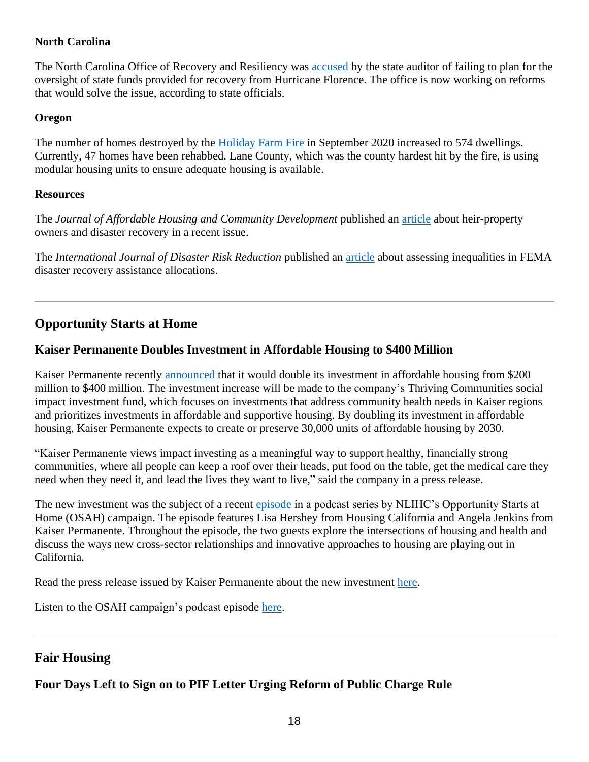#### North Carolina

The North Carolina Office of Recovery and Resiliency was accused by the state auditor of failing to plan for the oversight of state funds provided for recovery from Hurricane Florence. The office is now working on reforms that would solve the issue, according to state officials.

#### Oregon

The number of homes destroyed by the Holiday Farm Fire in September 2020 increased to 574 dwellings. Currently, 47 homes have been rehabbed. Lane County, which was the county hardest hit by the fire, is using modular housing units to ensure adequate housing is available.

#### Resources

The *Journal of Affordable Housing and Community Development* published an article about heir-property owners and disaster recovery in a recent issue.

The *International Journal of Disaster Risk Reduction* published an article about assessing inequalities in FEMA disaster recovery assistance allocations.

---

## Opportunity Starts at Home

### Kaiser Permanente Doubles Investment in Affordable Housing to $400 Million

Kaiser Permanente recently announced that it would double its investment in affordable housing from $200 million to $400 million. The investment increase will be made to the company's Thriving Communities social impact investment fund, which focuses on investments that address community health needs in Kaiser regions and prioritizes investments in affordable and supportive housing. By doubling its investment in affordable housing, Kaiser Permanente expects to create or preserve 30,000 units of affordable housing by 2030.

"Kaiser Permanente views impact investing as a meaningful way to support healthy, financially strong communities, where all people can keep a roof over their heads, put food on the table, get the medical care they need when they need it, and lead the lives they want to live," said the company in a press release.

The new investment was the subject of a recent episode in a podcast series by NLIHC's Opportunity Starts at Home (OSAH) campaign. The episode features Lisa Hershey from Housing California and Angela Jenkins from Kaiser Permanente. Throughout the episode, the two guests explore the intersections of housing and health and discuss the ways new cross-sector relationships and innovative approaches to housing are playing out in California.

Read the press release issued by Kaiser Permanente about the new investment here.

Listen to the OSAH campaign's podcast episode here.

---

## Fair Housing

### Four Days Left to Sign on to PIF Letter Urging Reform of Public Charge Rule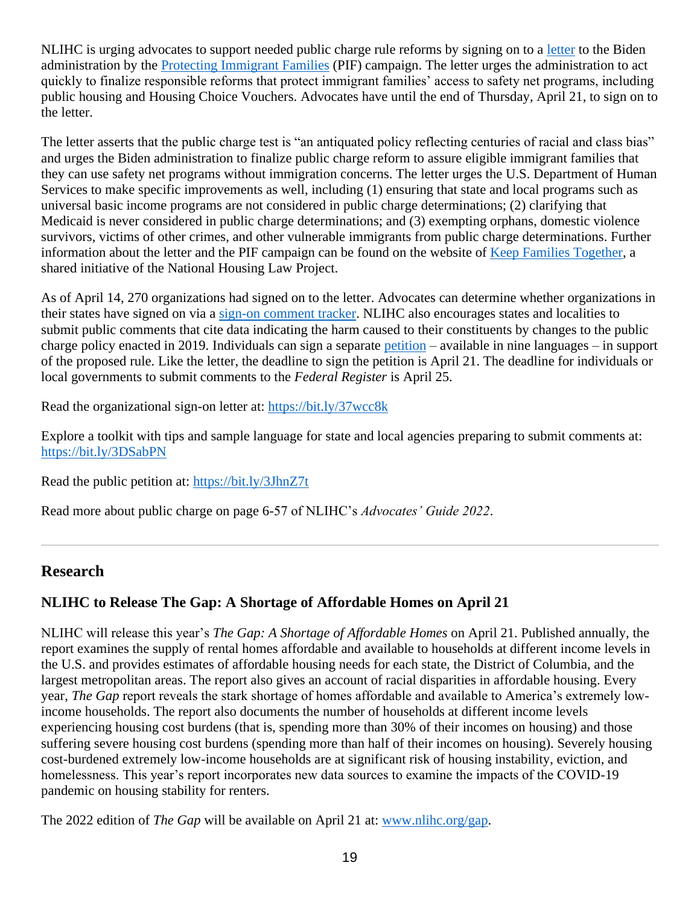NLIHC is urging advocates to support needed public charge rule reforms by signing on to a letter to the Biden administration by the Protecting Immigrant Families (PIF) campaign. The letter urges the administration to act quickly to finalize responsible reforms that protect immigrant families' access to safety net programs, including public housing and Housing Choice Vouchers. Advocates have until the end of Thursday, April 21, to sign on to the letter.

The letter asserts that the public charge test is "an antiquated policy reflecting centuries of racial and class bias" and urges the Biden administration to finalize public charge reform to assure eligible immigrant families that they can use safety net programs without immigration concerns. The letter urges the U.S. Department of Human Services to make specific improvements as well, including (1) ensuring that state and local programs such as universal basic income programs are not considered in public charge determinations; (2) clarifying that Medicaid is never considered in public charge determinations; and (3) exempting orphans, domestic violence survivors, victims of other crimes, and other vulnerable immigrants from public charge determinations. Further information about the letter and the PIF campaign can be found on the website of Keep Families Together, a shared initiative of the National Housing Law Project.

As of April 14, 270 organizations had signed on to the letter. Advocates can determine whether organizations in their states have signed on via a sign-on comment tracker. NLIHC also encourages states and localities to submit public comments that cite data indicating the harm caused to their constituents by changes to the public charge policy enacted in 2019. Individuals can sign a separate petition – available in nine languages – in support of the proposed rule. Like the letter, the deadline to sign the petition is April 21. The deadline for individuals or local governments to submit comments to the *Federal Register* is April 25.

Read the organizational sign-on letter at: https://bit.ly/37wcc8k

Explore a toolkit with tips and sample language for state and local agencies preparing to submit comments at: https://bit.ly/3DSabPN

Read the public petition at: https://bit.ly/3JhnZ7t

Read more about public charge on page 6-57 of NLIHC's *Advocates' Guide 2022*.

---

## Research

### NLIHC to Release The Gap: A Shortage of Affordable Homes on April 21

NLIHC will release this year's *The Gap: A Shortage of Affordable Homes* on April 21. Published annually, the report examines the supply of rental homes affordable and available to households at different income levels in the U.S. and provides estimates of affordable housing needs for each state, the District of Columbia, and the largest metropolitan areas. The report also gives an account of racial disparities in affordable housing. Every year, *The Gap* report reveals the stark shortage of homes affordable and available to America's extremely low-income households. The report also documents the number of households at different income levels experiencing housing cost burdens (that is, spending more than 30% of their incomes on housing) and those suffering severe housing cost burdens (spending more than half of their incomes on housing). Severely housing cost-burdened extremely low-income households are at significant risk of housing instability, eviction, and homelessness. This year's report incorporates new data sources to examine the impacts of the COVID-19 pandemic on housing stability for renters.

The 2022 edition of *The Gap* will be available on April 21 at: www.nlihc.org/gap.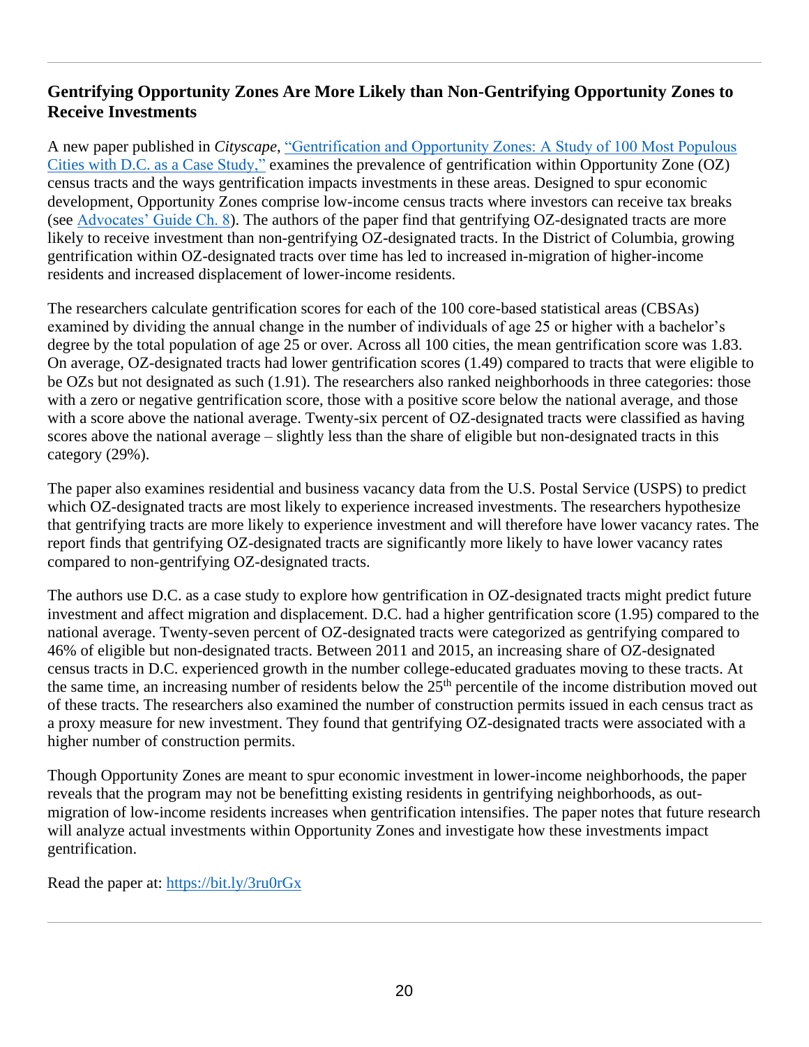## Gentrifying Opportunity Zones Are More Likely than Non-Gentrifying Opportunity Zones to Receive Investments

A new paper published in *Cityscape*, "Gentrification and Opportunity Zones: A Study of 100 Most Populous Cities with D.C. as a Case Study," examines the prevalence of gentrification within Opportunity Zone (OZ) census tracts and the ways gentrification impacts investments in these areas. Designed to spur economic development, Opportunity Zones comprise low-income census tracts where investors can receive tax breaks (see Advocates' Guide Ch. 8). The authors of the paper find that gentrifying OZ-designated tracts are more likely to receive investment than non-gentrifying OZ-designated tracts. In the District of Columbia, growing gentrification within OZ-designated tracts over time has led to increased in-migration of higher-income residents and increased displacement of lower-income residents.

The researchers calculate gentrification scores for each of the 100 core-based statistical areas (CBSAs) examined by dividing the annual change in the number of individuals of age 25 or higher with a bachelor's degree by the total population of age 25 or over. Across all 100 cities, the mean gentrification score was 1.83. On average, OZ-designated tracts had lower gentrification scores (1.49) compared to tracts that were eligible to be OZs but not designated as such (1.91). The researchers also ranked neighborhoods in three categories: those with a zero or negative gentrification score, those with a positive score below the national average, and those with a score above the national average. Twenty-six percent of OZ-designated tracts were classified as having scores above the national average – slightly less than the share of eligible but non-designated tracts in this category (29%).

The paper also examines residential and business vacancy data from the U.S. Postal Service (USPS) to predict which OZ-designated tracts are most likely to experience increased investments. The researchers hypothesize that gentrifying tracts are more likely to experience investment and will therefore have lower vacancy rates. The report finds that gentrifying OZ-designated tracts are significantly more likely to have lower vacancy rates compared to non-gentrifying OZ-designated tracts.

The authors use D.C. as a case study to explore how gentrification in OZ-designated tracts might predict future investment and affect migration and displacement. D.C. had a higher gentrification score (1.95) compared to the national average. Twenty-seven percent of OZ-designated tracts were categorized as gentrifying compared to 46% of eligible but non-designated tracts. Between 2011 and 2015, an increasing share of OZ-designated census tracts in D.C. experienced growth in the number college-educated graduates moving to these tracts. At the same time, an increasing number of residents below the 25th percentile of the income distribution moved out of these tracts. The researchers also examined the number of construction permits issued in each census tract as a proxy measure for new investment. They found that gentrifying OZ-designated tracts were associated with a higher number of construction permits.

Though Opportunity Zones are meant to spur economic investment in lower-income neighborhoods, the paper reveals that the program may not be benefitting existing residents in gentrifying neighborhoods, as out-migration of low-income residents increases when gentrification intensifies. The paper notes that future research will analyze actual investments within Opportunity Zones and investigate how these investments impact gentrification.

Read the paper at: https://bit.ly/3ru0rGx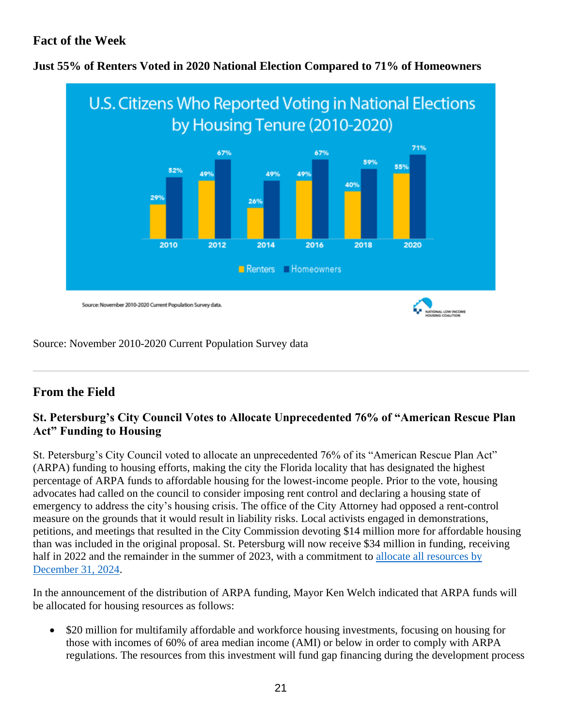## Fact of the Week

### Just 55% of Renters Voted in 2020 National Election Compared to 71% of Homeowners

**U.S. Citizens Who Reported Voting in National Elections by Housing Tenure (2010-2020)**

| Year | Renters | Homeowners |
| --- | --- | --- |
| 2010 | 29% | 52% |
| 2012 | 49% | 67% |
| 2014 | 26% | 49% |
| 2016 | 49% | 67% |
| 2018 | 40% | 59% |
| 2020 | 55% | 71% |

Source: November 2010-2020 Current Population Survey data.

NATIONAL LOW INCOME HOUSING COALITION

Source: November 2010-2020 Current Population Survey data

---

## From the Field

### St. Petersburg's City Council Votes to Allocate Unprecedented 76% of "American Rescue Plan Act" Funding to Housing

St. Petersburg's City Council voted to allocate an unprecedented 76% of its "American Rescue Plan Act" (ARPA) funding to housing efforts, making the city the Florida locality that has designated the highest percentage of ARPA funds to affordable housing for the lowest-income people. Prior to the vote, housing advocates had called on the council to consider imposing rent control and declaring a housing state of emergency to address the city's housing crisis. The office of the City Attorney had opposed a rent-control measure on the grounds that it would result in liability risks. Local activists engaged in demonstrations, petitions, and meetings that resulted in the City Commission devoting $14 million more for affordable housing than was included in the original proposal. St. Petersburg will now receive $34 million in funding, receiving half in 2022 and the remainder in the summer of 2023, with a commitment to allocate all resources by December 31, 2024.

In the announcement of the distribution of ARPA funding, Mayor Ken Welch indicated that ARPA funds will be allocated for housing resources as follows:

- $20 million for multifamily affordable and workforce housing investments, focusing on housing for those with incomes of 60% of area median income (AMI) or below in order to comply with ARPA regulations. The resources from this investment will fund gap financing during the development process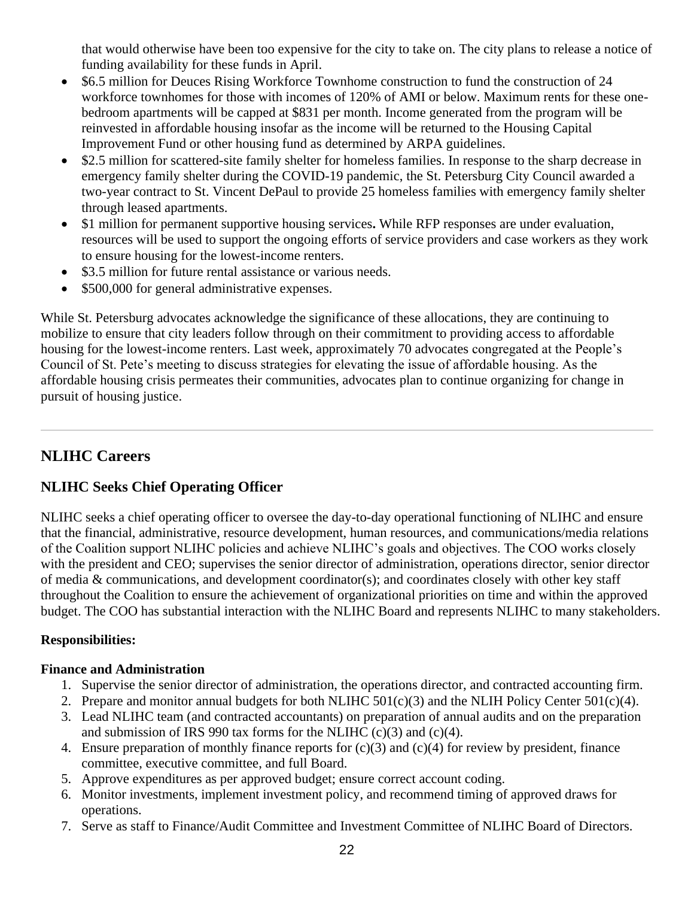that would otherwise have been too expensive for the city to take on. The city plans to release a notice of funding availability for these funds in April.

- $6.5 million for Deuces Rising Workforce Townhome construction to fund the construction of 24 workforce townhomes for those with incomes of 120% of AMI or below. Maximum rents for these one-bedroom apartments will be capped at $831 per month. Income generated from the program will be reinvested in affordable housing insofar as the income will be returned to the Housing Capital Improvement Fund or other housing fund as determined by ARPA guidelines.
- $2.5 million for scattered-site family shelter for homeless families. In response to the sharp decrease in emergency family shelter during the COVID-19 pandemic, the St. Petersburg City Council awarded a two-year contract to St. Vincent DePaul to provide 25 homeless families with emergency family shelter through leased apartments.
- $1 million for permanent supportive housing services**.** While RFP responses are under evaluation, resources will be used to support the ongoing efforts of service providers and case workers as they work to ensure housing for the lowest-income renters.
- $3.5 million for future rental assistance or various needs.
- $500,000 for general administrative expenses.

While St. Petersburg advocates acknowledge the significance of these allocations, they are continuing to mobilize to ensure that city leaders follow through on their commitment to providing access to affordable housing for the lowest-income renters. Last week, approximately 70 advocates congregated at the People's Council of St. Pete's meeting to discuss strategies for elevating the issue of affordable housing. As the affordable housing crisis permeates their communities, advocates plan to continue organizing for change in pursuit of housing justice.

---

## NLIHC Careers

### NLIHC Seeks Chief Operating Officer

NLIHC seeks a chief operating officer to oversee the day-to-day operational functioning of NLIHC and ensure that the financial, administrative, resource development, human resources, and communications/media relations of the Coalition support NLIHC policies and achieve NLIHC's goals and objectives. The COO works closely with the president and CEO; supervises the senior director of administration, operations director, senior director of media & communications, and development coordinator(s); and coordinates closely with other key staff throughout the Coalition to ensure the achievement of organizational priorities on time and within the approved budget. The COO has substantial interaction with the NLIHC Board and represents NLIHC to many stakeholders.

**Responsibilities:**

**Finance and Administration**

1. Supervise the senior director of administration, the operations director, and contracted accounting firm.
2. Prepare and monitor annual budgets for both NLIHC 501(c)(3) and the NLIH Policy Center 501(c)(4).
3. Lead NLIHC team (and contracted accountants) on preparation of annual audits and on the preparation and submission of IRS 990 tax forms for the NLIHC (c)(3) and (c)(4).
4. Ensure preparation of monthly finance reports for (c)(3) and (c)(4) for review by president, finance committee, executive committee, and full Board.
5. Approve expenditures as per approved budget; ensure correct account coding.
6. Monitor investments, implement investment policy, and recommend timing of approved draws for operations.
7. Serve as staff to Finance/Audit Committee and Investment Committee of NLIHC Board of Directors.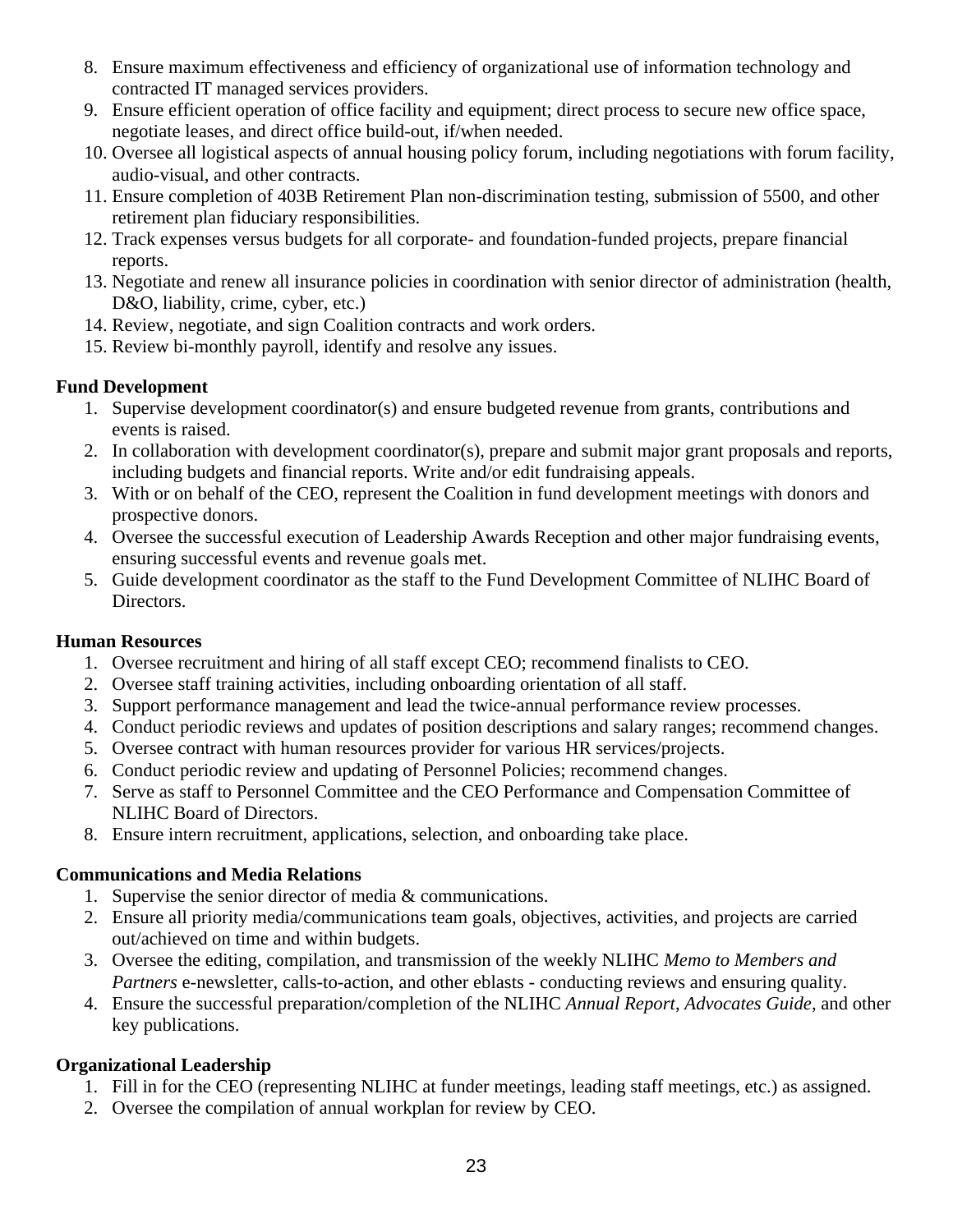8. Ensure maximum effectiveness and efficiency of organizational use of information technology and contracted IT managed services providers.
9. Ensure efficient operation of office facility and equipment; direct process to secure new office space, negotiate leases, and direct office build-out, if/when needed.
10. Oversee all logistical aspects of annual housing policy forum, including negotiations with forum facility, audio-visual, and other contracts.
11. Ensure completion of 403B Retirement Plan non-discrimination testing, submission of 5500, and other retirement plan fiduciary responsibilities.
12. Track expenses versus budgets for all corporate- and foundation-funded projects, prepare financial reports.
13. Negotiate and renew all insurance policies in coordination with senior director of administration (health, D&O, liability, crime, cyber, etc.)
14. Review, negotiate, and sign Coalition contracts and work orders.
15. Review bi-monthly payroll, identify and resolve any issues.

**Fund Development**

1. Supervise development coordinator(s) and ensure budgeted revenue from grants, contributions and events is raised.
2. In collaboration with development coordinator(s), prepare and submit major grant proposals and reports, including budgets and financial reports. Write and/or edit fundraising appeals.
3. With or on behalf of the CEO, represent the Coalition in fund development meetings with donors and prospective donors.
4. Oversee the successful execution of Leadership Awards Reception and other major fundraising events, ensuring successful events and revenue goals met.
5. Guide development coordinator as the staff to the Fund Development Committee of NLIHC Board of Directors.

**Human Resources**

1. Oversee recruitment and hiring of all staff except CEO; recommend finalists to CEO.
2. Oversee staff training activities, including onboarding orientation of all staff.
3. Support performance management and lead the twice-annual performance review processes.
4. Conduct periodic reviews and updates of position descriptions and salary ranges; recommend changes.
5. Oversee contract with human resources provider for various HR services/projects.
6. Conduct periodic review and updating of Personnel Policies; recommend changes.
7. Serve as staff to Personnel Committee and the CEO Performance and Compensation Committee of NLIHC Board of Directors.
8. Ensure intern recruitment, applications, selection, and onboarding take place.

**Communications and Media Relations**

1. Supervise the senior director of media & communications.
2. Ensure all priority media/communications team goals, objectives, activities, and projects are carried out/achieved on time and within budgets.
3. Oversee the editing, compilation, and transmission of the weekly NLIHC *Memo to Members and Partners* e-newsletter, calls-to-action, and other eblasts - conducting reviews and ensuring quality.
4. Ensure the successful preparation/completion of the NLIHC *Annual Report*, *Advocates Guide*, and other key publications.

**Organizational Leadership**

1. Fill in for the CEO (representing NLIHC at funder meetings, leading staff meetings, etc.) as assigned.
2. Oversee the compilation of annual workplan for review by CEO.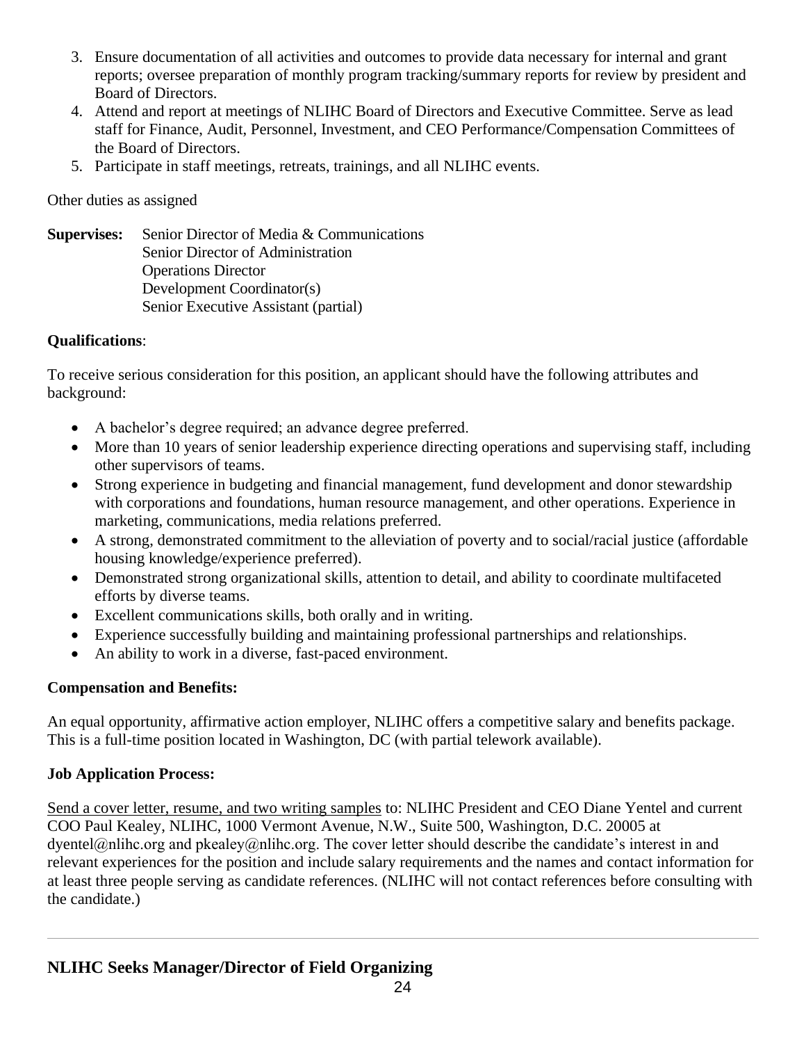3. Ensure documentation of all activities and outcomes to provide data necessary for internal and grant reports; oversee preparation of monthly program tracking/summary reports for review by president and Board of Directors.
4. Attend and report at meetings of NLIHC Board of Directors and Executive Committee. Serve as lead staff for Finance, Audit, Personnel, Investment, and CEO Performance/Compensation Committees of the Board of Directors.
5. Participate in staff meetings, retreats, trainings, and all NLIHC events.

Other duties as assigned

**Supervises:** Senior Director of Media & Communications
Senior Director of Administration
Operations Director
Development Coordinator(s)
Senior Executive Assistant (partial)

**Qualifications**:

To receive serious consideration for this position, an applicant should have the following attributes and background:

- A bachelor's degree required; an advance degree preferred.
- More than 10 years of senior leadership experience directing operations and supervising staff, including other supervisors of teams.
- Strong experience in budgeting and financial management, fund development and donor stewardship with corporations and foundations, human resource management, and other operations. Experience in marketing, communications, media relations preferred.
- A strong, demonstrated commitment to the alleviation of poverty and to social/racial justice (affordable housing knowledge/experience preferred).
- Demonstrated strong organizational skills, attention to detail, and ability to coordinate multifaceted efforts by diverse teams.
- Excellent communications skills, both orally and in writing.
- Experience successfully building and maintaining professional partnerships and relationships.
- An ability to work in a diverse, fast-paced environment.

**Compensation and Benefits:**

An equal opportunity, affirmative action employer, NLIHC offers a competitive salary and benefits package. This is a full-time position located in Washington, DC (with partial telework available).

**Job Application Process:**

Send a cover letter, resume, and two writing samples to: NLIHC President and CEO Diane Yentel and current COO Paul Kealey, NLIHC, 1000 Vermont Avenue, N.W., Suite 500, Washington, D.C. 20005 at dyentel@nlihc.org and pkealey@nlihc.org. The cover letter should describe the candidate's interest in and relevant experiences for the position and include salary requirements and the names and contact information for at least three people serving as candidate references. (NLIHC will not contact references before consulting with the candidate.)

---

## NLIHC Seeks Manager/Director of Field Organizing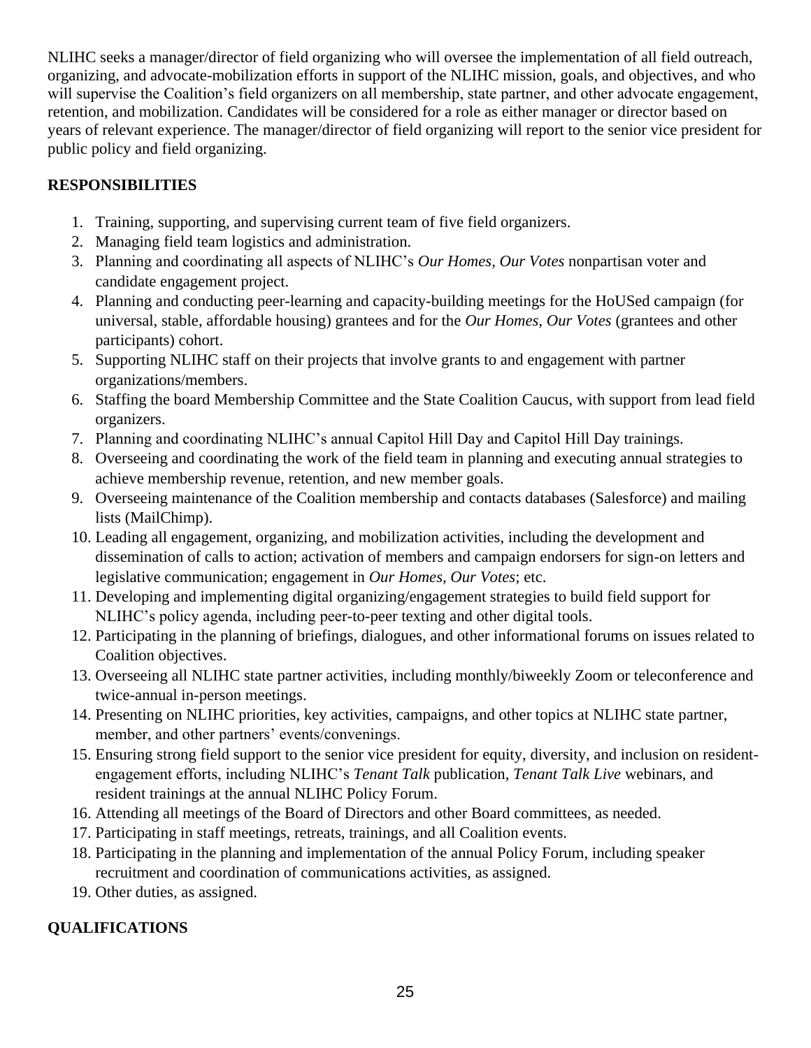NLIHC seeks a manager/director of field organizing who will oversee the implementation of all field outreach, organizing, and advocate-mobilization efforts in support of the NLIHC mission, goals, and objectives, and who will supervise the Coalition's field organizers on all membership, state partner, and other advocate engagement, retention, and mobilization. Candidates will be considered for a role as either manager or director based on years of relevant experience. The manager/director of field organizing will report to the senior vice president for public policy and field organizing.

**RESPONSIBILITIES**

1. Training, supporting, and supervising current team of five field organizers.
2. Managing field team logistics and administration.
3. Planning and coordinating all aspects of NLIHC's *Our Homes, Our Votes* nonpartisan voter and candidate engagement project.
4. Planning and conducting peer-learning and capacity-building meetings for the HoUSed campaign (for universal, stable, affordable housing) grantees and for the *Our Homes, Our Votes* (grantees and other participants) cohort.
5. Supporting NLIHC staff on their projects that involve grants to and engagement with partner organizations/members.
6. Staffing the board Membership Committee and the State Coalition Caucus, with support from lead field organizers.
7. Planning and coordinating NLIHC's annual Capitol Hill Day and Capitol Hill Day trainings.
8. Overseeing and coordinating the work of the field team in planning and executing annual strategies to achieve membership revenue, retention, and new member goals.
9. Overseeing maintenance of the Coalition membership and contacts databases (Salesforce) and mailing lists (MailChimp).
10. Leading all engagement, organizing, and mobilization activities, including the development and dissemination of calls to action; activation of members and campaign endorsers for sign-on letters and legislative communication; engagement in *Our Homes, Our Votes*; etc.
11. Developing and implementing digital organizing/engagement strategies to build field support for NLIHC's policy agenda, including peer-to-peer texting and other digital tools.
12. Participating in the planning of briefings, dialogues, and other informational forums on issues related to Coalition objectives.
13. Overseeing all NLIHC state partner activities, including monthly/biweekly Zoom or teleconference and twice-annual in-person meetings.
14. Presenting on NLIHC priorities, key activities, campaigns, and other topics at NLIHC state partner, member, and other partners' events/convenings.
15. Ensuring strong field support to the senior vice president for equity, diversity, and inclusion on resident-engagement efforts, including NLIHC's *Tenant Talk* publication, *Tenant Talk Live* webinars, and resident trainings at the annual NLIHC Policy Forum.
16. Attending all meetings of the Board of Directors and other Board committees, as needed.
17. Participating in staff meetings, retreats, trainings, and all Coalition events.
18. Participating in the planning and implementation of the annual Policy Forum, including speaker recruitment and coordination of communications activities, as assigned.
19. Other duties, as assigned.

**QUALIFICATIONS**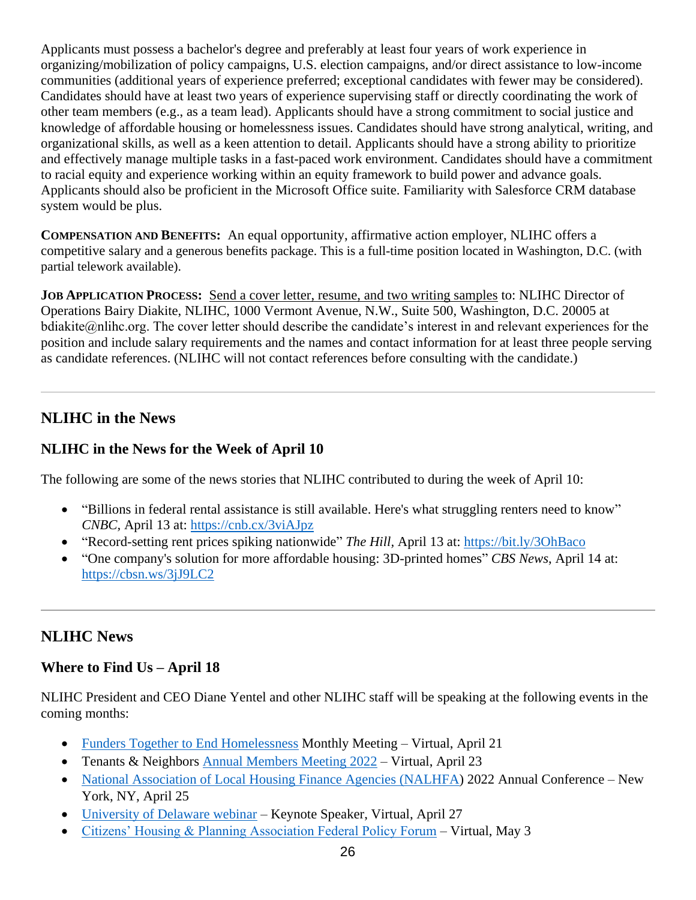Applicants must possess a bachelor's degree and preferably at least four years of work experience in organizing/mobilization of policy campaigns, U.S. election campaigns, and/or direct assistance to low-income communities (additional years of experience preferred; exceptional candidates with fewer may be considered). Candidates should have at least two years of experience supervising staff or directly coordinating the work of other team members (e.g., as a team lead). Applicants should have a strong commitment to social justice and knowledge of affordable housing or homelessness issues. Candidates should have strong analytical, writing, and organizational skills, as well as a keen attention to detail. Applicants should have a strong ability to prioritize and effectively manage multiple tasks in a fast-paced work environment. Candidates should have a commitment to racial equity and experience working within an equity framework to build power and advance goals. Applicants should also be proficient in the Microsoft Office suite. Familiarity with Salesforce CRM database system would be plus.

**Compensation and Benefits:** An equal opportunity, affirmative action employer, NLIHC offers a competitive salary and a generous benefits package. This is a full-time position located in Washington, D.C. (with partial telework available).

**Job Application Process:** Send a cover letter, resume, and two writing samples to: NLIHC Director of Operations Bairy Diakite, NLIHC, 1000 Vermont Avenue, N.W., Suite 500, Washington, D.C. 20005 at bdiakite@nlihc.org. The cover letter should describe the candidate's interest in and relevant experiences for the position and include salary requirements and the names and contact information for at least three people serving as candidate references. (NLIHC will not contact references before consulting with the candidate.)

---

## NLIHC in the News

### NLIHC in the News for the Week of April 10

The following are some of the news stories that NLIHC contributed to during the week of April 10:

- "Billions in federal rental assistance is still available. Here's what struggling renters need to know" *CNBC*, April 13 at: https://cnb.cx/3viAJpz
- "Record-setting rent prices spiking nationwide" *The Hill*, April 13 at: https://bit.ly/3OhBaco
- "One company's solution for more affordable housing: 3D-printed homes" *CBS News*, April 14 at: https://cbsn.ws/3jJ9LC2

---

## NLIHC News

### Where to Find Us – April 18

NLIHC President and CEO Diane Yentel and other NLIHC staff will be speaking at the following events in the coming months:

- Funders Together to End Homelessness Monthly Meeting – Virtual, April 21
- Tenants & Neighbors Annual Members Meeting 2022 – Virtual, April 23
- National Association of Local Housing Finance Agencies (NALHFA) 2022 Annual Conference – New York, NY, April 25
- University of Delaware webinar – Keynote Speaker, Virtual, April 27
- Citizens' Housing & Planning Association Federal Policy Forum – Virtual, May 3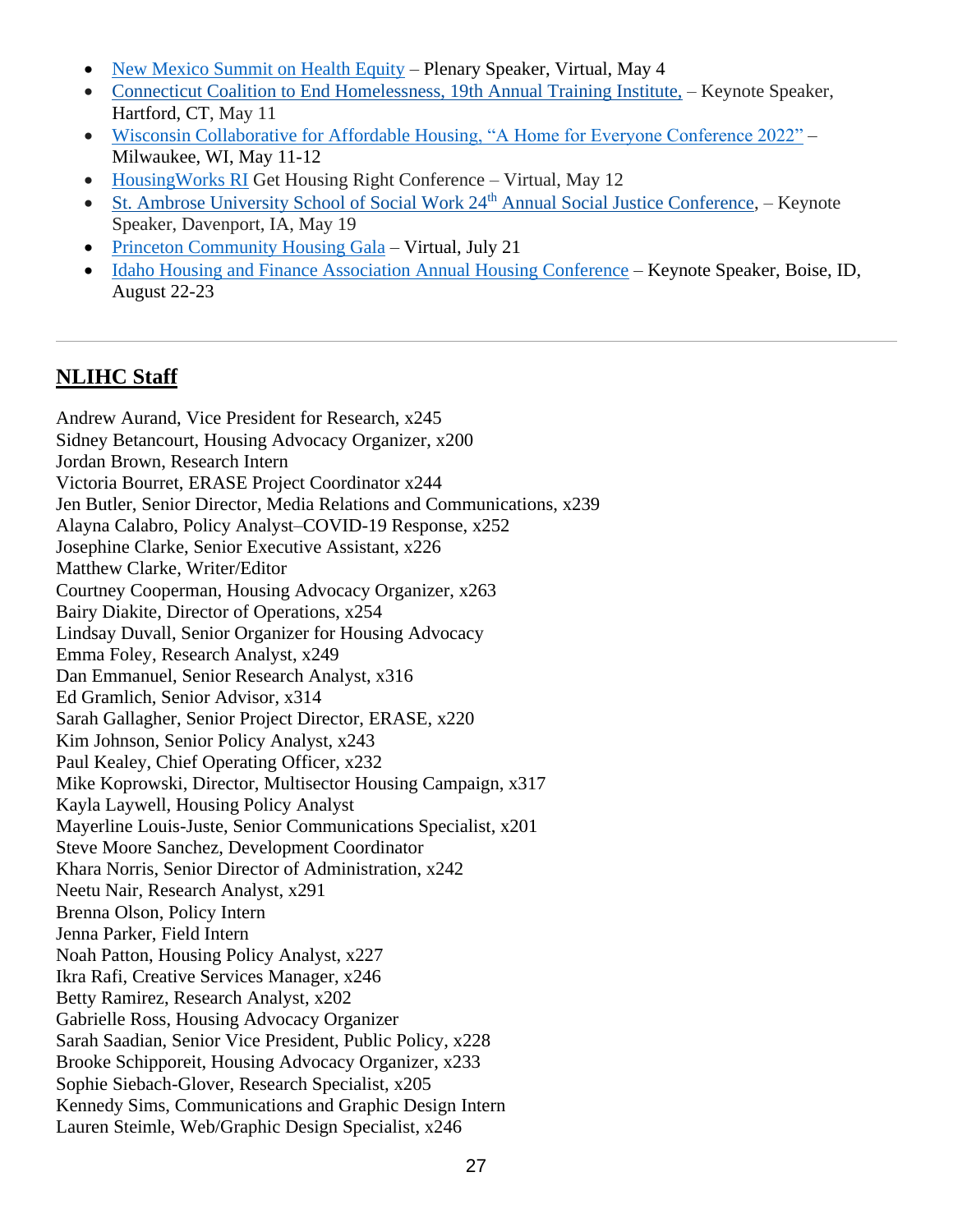- New Mexico Summit on Health Equity – Plenary Speaker, Virtual, May 4
- Connecticut Coalition to End Homelessness, 19th Annual Training Institute, – Keynote Speaker, Hartford, CT, May 11
- Wisconsin Collaborative for Affordable Housing, "A Home for Everyone Conference 2022" – Milwaukee, WI, May 11-12
- HousingWorks RI Get Housing Right Conference – Virtual, May 12
- St. Ambrose University School of Social Work 24th Annual Social Justice Conference, – Keynote Speaker, Davenport, IA, May 19
- Princeton Community Housing Gala – Virtual, July 21
- Idaho Housing and Finance Association Annual Housing Conference – Keynote Speaker, Boise, ID, August 22-23

---

## NLIHC Staff

Andrew Aurand, Vice President for Research, x245
Sidney Betancourt, Housing Advocacy Organizer, x200
Jordan Brown, Research Intern
Victoria Bourret, ERASE Project Coordinator x244
Jen Butler, Senior Director, Media Relations and Communications, x239
Alayna Calabro, Policy Analyst–COVID-19 Response, x252
Josephine Clarke, Senior Executive Assistant, x226
Matthew Clarke, Writer/Editor
Courtney Cooperman, Housing Advocacy Organizer, x263
Bairy Diakite, Director of Operations, x254
Lindsay Duvall, Senior Organizer for Housing Advocacy
Emma Foley, Research Analyst, x249
Dan Emmanuel, Senior Research Analyst, x316
Ed Gramlich, Senior Advisor, x314
Sarah Gallagher, Senior Project Director, ERASE, x220
Kim Johnson, Senior Policy Analyst, x243
Paul Kealey, Chief Operating Officer, x232
Mike Koprowski, Director, Multisector Housing Campaign, x317
Kayla Laywell, Housing Policy Analyst
Mayerline Louis-Juste, Senior Communications Specialist, x201
Steve Moore Sanchez, Development Coordinator
Khara Norris, Senior Director of Administration, x242
Neetu Nair, Research Analyst, x291
Brenna Olson, Policy Intern
Jenna Parker, Field Intern
Noah Patton, Housing Policy Analyst, x227
Ikra Rafi, Creative Services Manager, x246
Betty Ramirez, Research Analyst, x202
Gabrielle Ross, Housing Advocacy Organizer
Sarah Saadian, Senior Vice President, Public Policy, x228
Brooke Schipporeit, Housing Advocacy Organizer, x233
Sophie Siebach-Glover, Research Specialist, x205
Kennedy Sims, Communications and Graphic Design Intern
Lauren Steimle, Web/Graphic Design Specialist, x246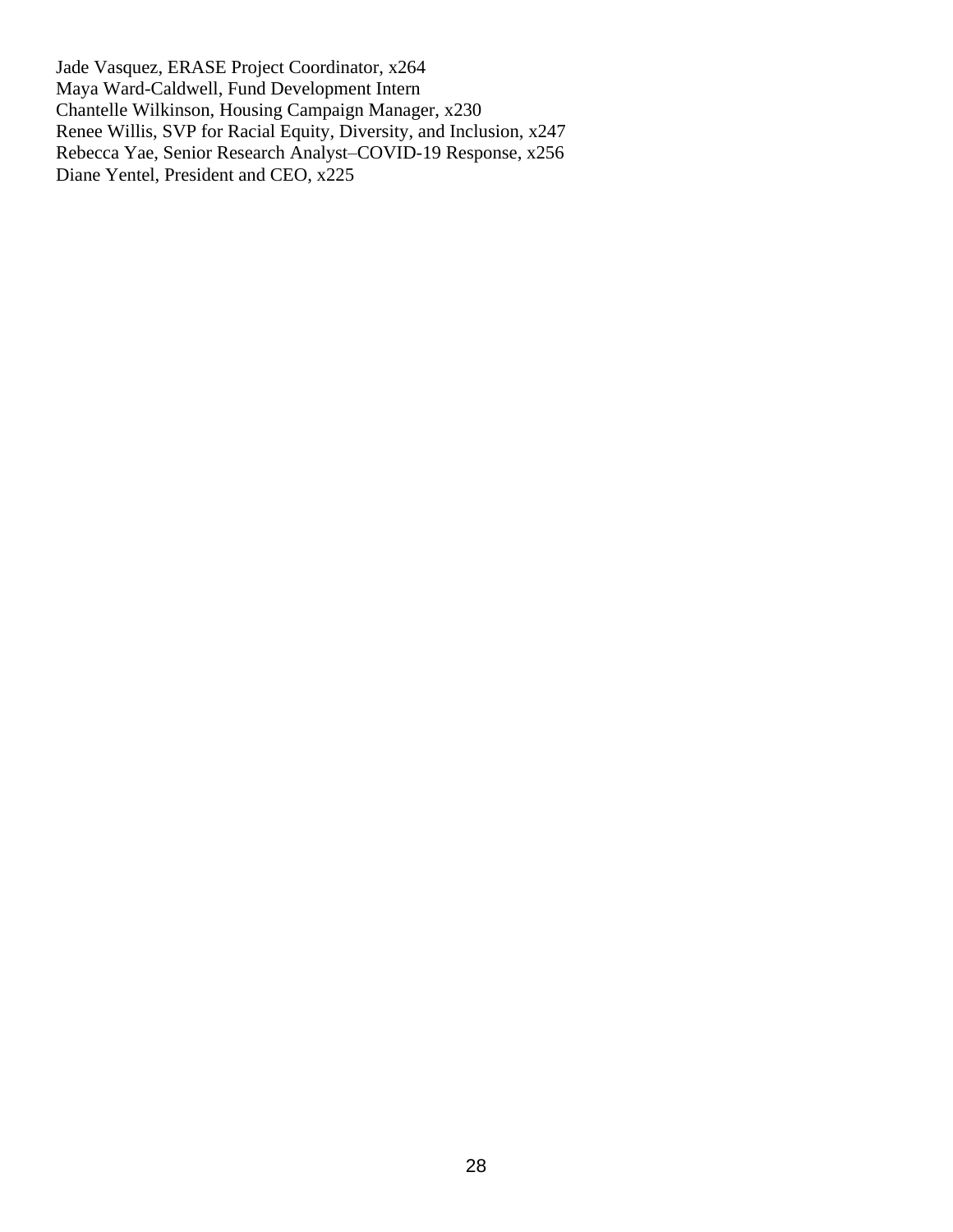Jade Vasquez, ERASE Project Coordinator, x264
Maya Ward-Caldwell, Fund Development Intern
Chantelle Wilkinson, Housing Campaign Manager, x230
Renee Willis, SVP for Racial Equity, Diversity, and Inclusion, x247
Rebecca Yae, Senior Research Analyst–COVID-19 Response, x256
Diane Yentel, President and CEO, x225